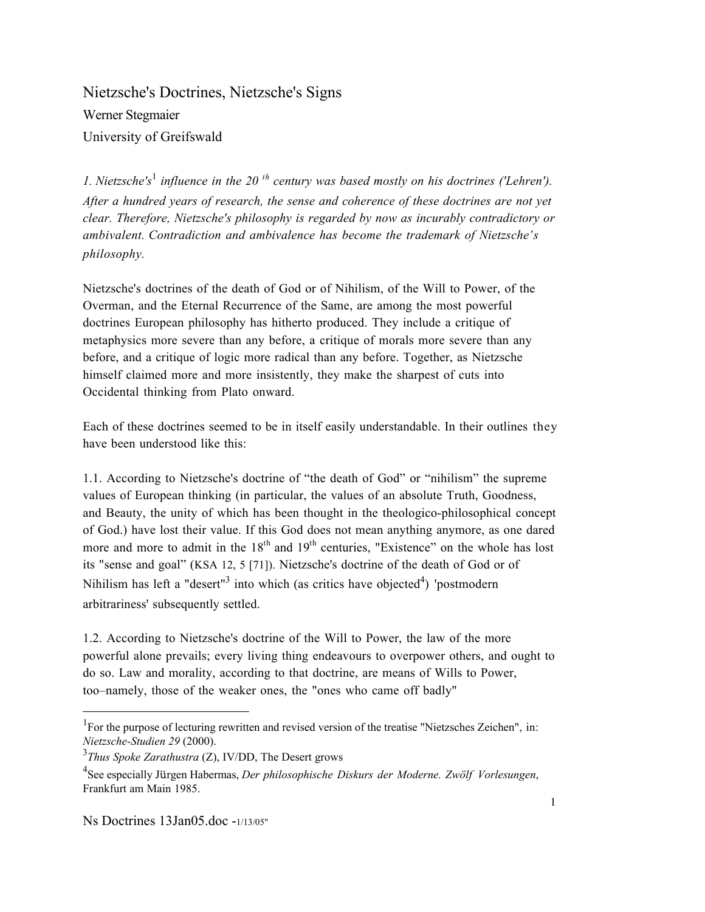# Nietzsche's Doctrines, Nietzsche's Signs

Werner Stegmaier

University of Greifswald

*1. Nietzsche's*[1] *influence in the 20 th century was based mostly on his doctrines ('Lehren'). After a hundred years of research, the sense and coherence of these doctrines are not yet clear. Therefore, Nietzsche's philosophy is regarded by now as incurably contradictory or ambivalent. Contradiction and ambivalence has become the trademark of Nietzsche's philosophy.*

Nietzsche's doctrines of the death of God or of Nihilism, of the Will to Power, of the Overman, and the Eternal Recurrence of the Same, are among the most powerful doctrines European philosophy has hitherto produced. They include a critique of metaphysics more severe than any before, a critique of morals more severe than any before, and a critique of logic more radical than any before. Together, as Nietzsche himself claimed more and more insistently, they make the sharpest of cuts into Occidental thinking from Plato onward.

Each of these doctrines seemed to be in itself easily understandable. In their outlines they have been understood like this:

1.1. According to Nietzsche's doctrine of "the death of God" or "nihilism" the supreme values of European thinking (in particular, the values of an absolute Truth, Goodness, and Beauty, the unity of which has been thought in the theologico-philosophical concept of God.) have lost their value. If this God does not mean anything anymore, as one dared more and more to admit in the 18th and 19th centuries, "Existence" on the whole has lost its "sense and goal" (KSA 12, 5 [71]). Nietzsche's doctrine of the death of God or of Nihilism has left a "desert"[3] into which (as critics have objected[4]) 'postmodern arbitrariness' subsequently settled.

1.2. According to Nietzsche's doctrine of the Will to Power, the law of the more powerful alone prevails; every living thing endeavours to overpower others, and ought to do so. Law and morality, according to that doctrine, are means of Wills to Power, too–namely, those of the weaker ones, the "ones who came off badly"

---

[1] For the purpose of lecturing rewritten and revised version of the treatise "Nietzsches Zeichen", in: *Nietzsche-Studien 29* (2000).

[3] *Thus Spoke Zarathustra* (Z), IV/DD, The Desert grows

[4] See especially Jürgen Habermas, *Der philosophische Diskurs der Moderne. Zwölf Vorlesungen*, Frankfurt am Main 1985.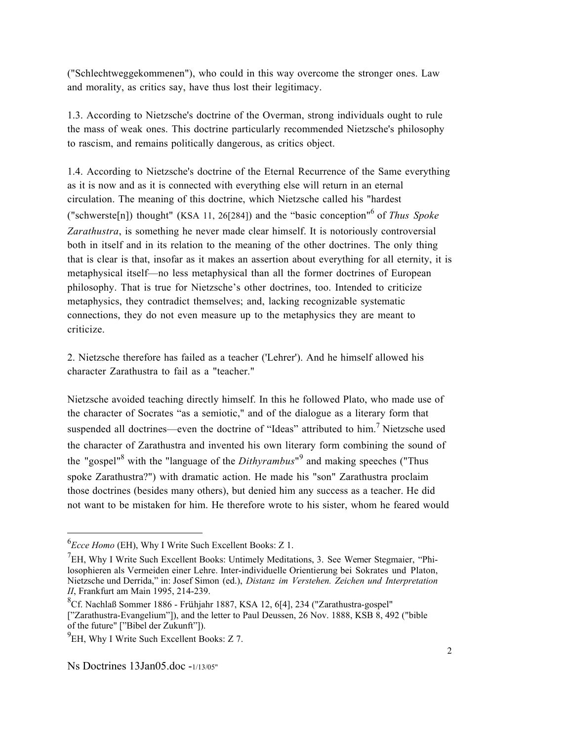("Schlechtweggekommenen"), who could in this way overcome the stronger ones. Law and morality, as critics say, have thus lost their legitimacy.

1.3. According to Nietzsche's doctrine of the Overman, strong individuals ought to rule the mass of weak ones. This doctrine particularly recommended Nietzsche's philosophy to rascism, and remains politically dangerous, as critics object.

1.4. According to Nietzsche's doctrine of the Eternal Recurrence of the Same everything as it is now and as it is connected with everything else will return in an eternal circulation. The meaning of this doctrine, which Nietzsche called his "hardest ("schwerste[n]) thought" (KSA 11, 26[284]) and the "basic conception"[6] of *Thus Spoke Zarathustra*, is something he never made clear himself. It is notoriously controversial both in itself and in its relation to the meaning of the other doctrines. The only thing that is clear is that, insofar as it makes an assertion about everything for all eternity, it is metaphysical itself—no less metaphysical than all the former doctrines of European philosophy. That is true for Nietzsche's other doctrines, too. Intended to criticize metaphysics, they contradict themselves; and, lacking recognizable systematic connections, they do not even measure up to the metaphysics they are meant to criticize.

2. Nietzsche therefore has failed as a teacher ('Lehrer'). And he himself allowed his character Zarathustra to fail as a "teacher."

Nietzsche avoided teaching directly himself. In this he followed Plato, who made use of the character of Socrates "as a semiotic," and of the dialogue as a literary form that suspended all doctrines—even the doctrine of "Ideas" attributed to him.[7] Nietzsche used the character of Zarathustra and invented his own literary form combining the sound of the "gospel"[8] with the "language of the *Dithyrambus*"[9] and making speeches ("Thus spoke Zarathustra?") with dramatic action. He made his "son" Zarathustra proclaim those doctrines (besides many others), but denied him any success as a teacher. He did not want to be mistaken for him. He therefore wrote to his sister, whom he feared would

---

[6]*Ecce Homo* (EH), Why I Write Such Excellent Books: Z 1.

[7]EH, Why I Write Such Excellent Books: Untimely Meditations, 3. See Werner Stegmaier, "Philosophieren als Vermeiden einer Lehre. Inter-individuelle Orientierung bei Sokrates und Platon, Nietzsche und Derrida," in: Josef Simon (ed.), *Distanz im Verstehen. Zeichen und Interpretation II*, Frankfurt am Main 1995, 214-239.

[8]Cf. Nachlaß Sommer 1886 - Frühjahr 1887, KSA 12, 6[4], 234 ("Zarathustra-gospel" ["Zarathustra-Evangelium"]), and the letter to Paul Deussen, 26 Nov. 1888, KSB 8, 492 ("bible of the future" ["Bibel der Zukunft"]).

[9]EH, Why I Write Such Excellent Books: Z 7.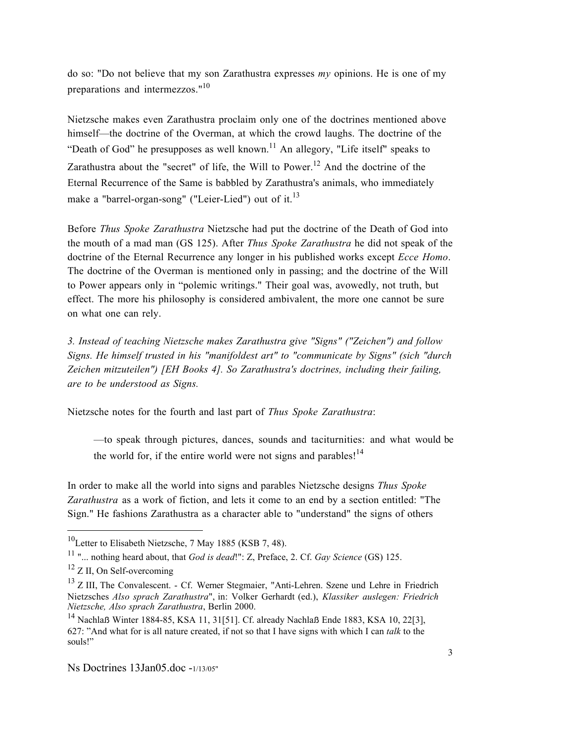do so: "Do not believe that my son Zarathustra expresses *my* opinions. He is one of my preparations and intermezzos."[10]

Nietzsche makes even Zarathustra proclaim only one of the doctrines mentioned above himself—the doctrine of the Overman, at which the crowd laughs. The doctrine of the "Death of God" he presupposes as well known.[11] An allegory, "Life itself" speaks to Zarathustra about the "secret" of life, the Will to Power.[12] And the doctrine of the Eternal Recurrence of the Same is babbled by Zarathustra's animals, who immediately make a "barrel-organ-song" ("Leier-Lied") out of it.[13]

Before *Thus Spoke Zarathustra* Nietzsche had put the doctrine of the Death of God into the mouth of a mad man (GS 125). After *Thus Spoke Zarathustra* he did not speak of the doctrine of the Eternal Recurrence any longer in his published works except *Ecce Homo*. The doctrine of the Overman is mentioned only in passing; and the doctrine of the Will to Power appears only in "polemic writings." Their goal was, avowedly, not truth, but effect. The more his philosophy is considered ambivalent, the more one cannot be sure on what one can rely.

*3. Instead of teaching Nietzsche makes Zarathustra give "Signs" ("Zeichen") and follow Signs. He himself trusted in his "manifoldest art" to "communicate by Signs" (sich "durch Zeichen mitzuteilen") [EH Books 4]. So Zarathustra's doctrines, including their failing, are to be understood as Signs.*

Nietzsche notes for the fourth and last part of *Thus Spoke Zarathustra*:

> —to speak through pictures, dances, sounds and taciturnities: and what would be the world for, if the entire world were not signs and parables![14]

In order to make all the world into signs and parables Nietzsche designs *Thus Spoke Zarathustra* as a work of fiction, and lets it come to an end by a section entitled: "The Sign." He fashions Zarathustra as a character able to "understand" the signs of others

---

[10] Letter to Elisabeth Nietzsche, 7 May 1885 (KSB 7, 48).

[11] "... nothing heard about, that *God is dead*!": Z, Preface, 2. Cf. *Gay Science* (GS) 125.

[12] Z II, On Self-overcoming

[13] Z III, The Convalescent. - Cf. Werner Stegmaier, "Anti-Lehren. Szene und Lehre in Friedrich Nietzsches *Also sprach Zarathustra*", in: Volker Gerhardt (ed.), *Klassiker auslegen: Friedrich Nietzsche, Also sprach Zarathustra*, Berlin 2000.

[14] Nachlaß Winter 1884-85, KSA 11, 31[51]. Cf. already Nachlaß Ende 1883, KSA 10, 22[3], 627: "And what for is all nature created, if not so that I have signs with which I can *talk* to the souls!"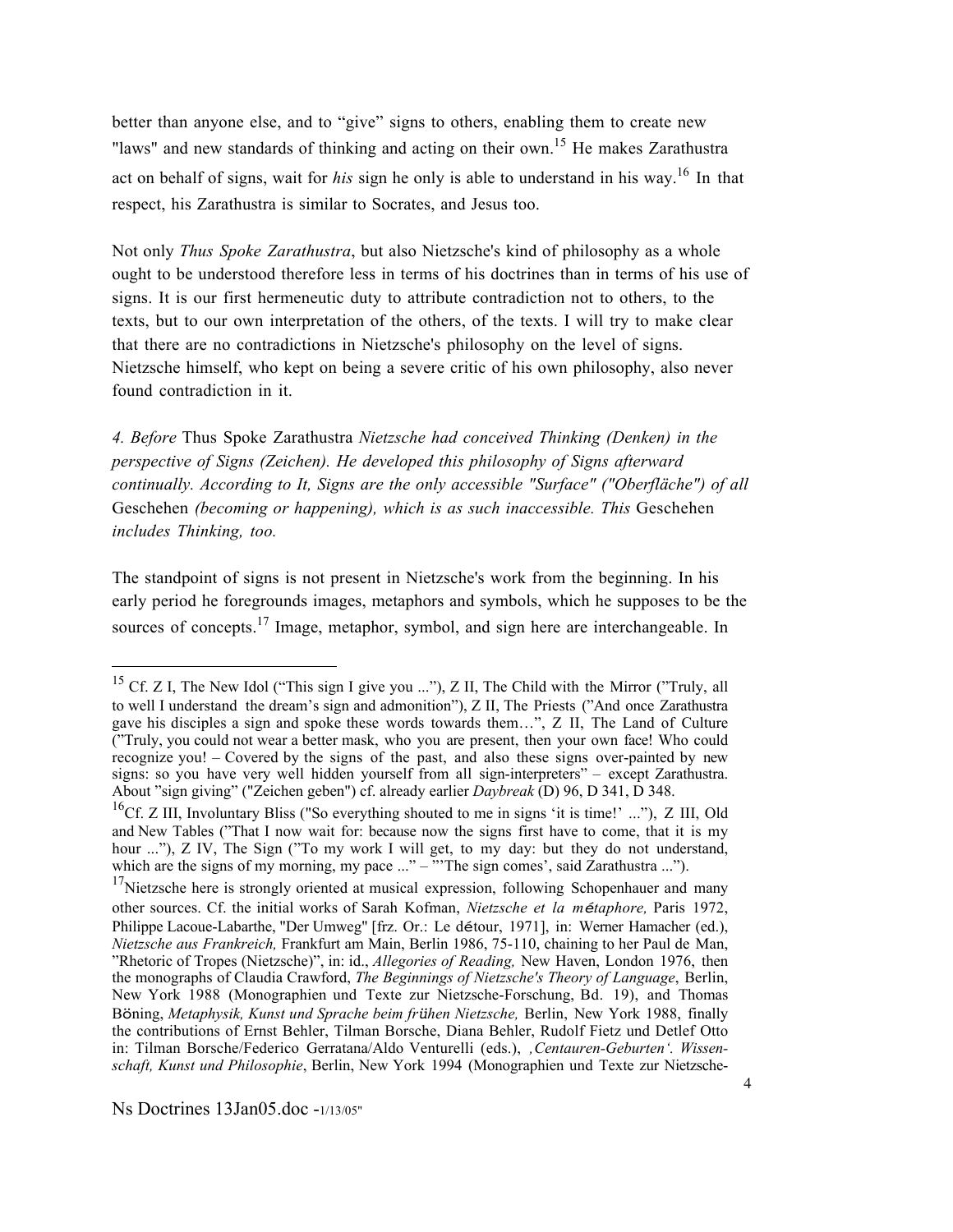better than anyone else, and to "give" signs to others, enabling them to create new "laws" and new standards of thinking and acting on their own.[15] He makes Zarathustra act on behalf of signs, wait for *his* sign he only is able to understand in his way.[16] In that respect, his Zarathustra is similar to Socrates, and Jesus too.

Not only *Thus Spoke Zarathustra*, but also Nietzsche's kind of philosophy as a whole ought to be understood therefore less in terms of his doctrines than in terms of his use of signs. It is our first hermeneutic duty to attribute contradiction not to others, to the texts, but to our own interpretation of the others, of the texts. I will try to make clear that there are no contradictions in Nietzsche's philosophy on the level of signs. Nietzsche himself, who kept on being a severe critic of his own philosophy, also never found contradiction in it.

*4. Before* Thus Spoke Zarathustra *Nietzsche had conceived Thinking (Denken) in the perspective of Signs (Zeichen). He developed this philosophy of Signs afterward continually. According to It, Signs are the only accessible "Surface" ("Oberfläche") of all* Geschehen *(becoming or happening), which is as such inaccessible. This* Geschehen *includes Thinking, too.*

The standpoint of signs is not present in Nietzsche's work from the beginning. In his early period he foregrounds images, metaphors and symbols, which he supposes to be the sources of concepts.[17] Image, metaphor, symbol, and sign here are interchangeable. In

---

[15] Cf. Z I, The New Idol ("This sign I give you ..."), Z II, The Child with the Mirror ("Truly, all to well I understand the dream's sign and admonition"), Z II, The Priests ("And once Zarathustra gave his disciples a sign and spoke these words towards them…", Z II, The Land of Culture ("Truly, you could not wear a better mask, who you are present, then your own face! Who could recognize you! – Covered by the signs of the past, and also these signs over-painted by new signs: so you have very well hidden yourself from all sign-interpreters" – except Zarathustra. About "sign giving" ("Zeichen geben") cf. already earlier *Daybreak* (D) 96, D 341, D 348.

[16] Cf. Z III, Involuntary Bliss ("So everything shouted to me in signs 'it is time!' ..."), Z III, Old and New Tables ("That I now wait for: because now the signs first have to come, that it is my hour ..."), Z IV, The Sign ("To my work I will get, to my day: but they do not understand, which are the signs of my morning, my pace ..." – "'The sign comes', said Zarathustra ...").

[17] Nietzsche here is strongly oriented at musical expression, following Schopenhauer and many other sources. Cf. the initial works of Sarah Kofman, *Nietzsche et la métaphore,* Paris 1972, Philippe Lacoue-Labarthe, "Der Umweg" [frz. Or.: Le détour, 1971], in: Werner Hamacher (ed.), *Nietzsche aus Frankreich,* Frankfurt am Main, Berlin 1986, 75-110, chaining to her Paul de Man, "Rhetoric of Tropes (Nietzsche)", in: id., *Allegories of Reading,* New Haven, London 1976, then the monographs of Claudia Crawford, *The Beginnings of Nietzsche's Theory of Language*, Berlin, New York 1988 (Monographien und Texte zur Nietzsche-Forschung, Bd. 19), and Thomas Böning, *Metaphysik, Kunst und Sprache beim frühen Nietzsche,* Berlin, New York 1988, finally the contributions of Ernst Behler, Tilman Borsche, Diana Behler, Rudolf Fietz und Detlef Otto in: Tilman Borsche/Federico Gerratana/Aldo Venturelli (eds.), *'Centauren-Geburten'. Wissenschaft, Kunst und Philosophie*, Berlin, New York 1994 (Monographien und Texte zur Nietzsche-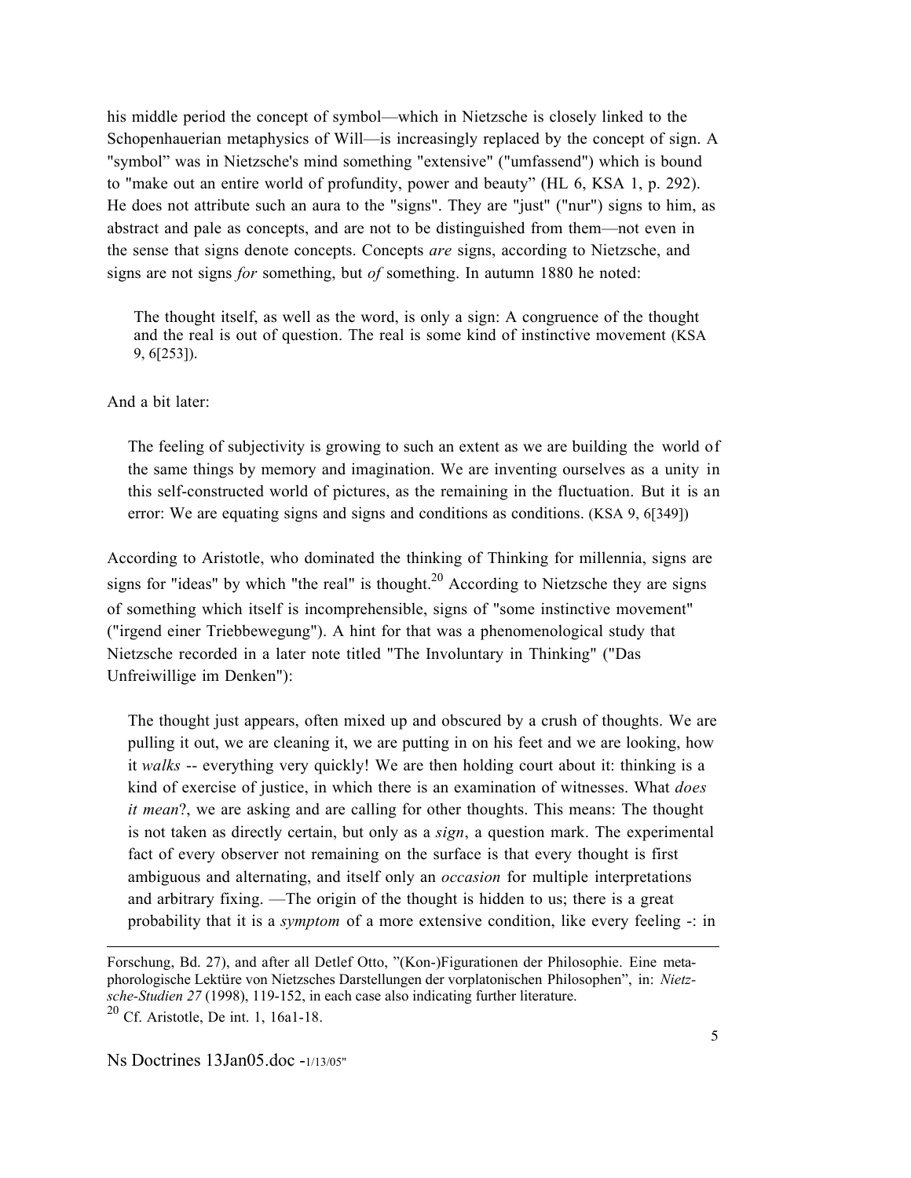his middle period the concept of symbol—which in Nietzsche is closely linked to the Schopenhauerian metaphysics of Will—is increasingly replaced by the concept of sign. A "symbol" was in Nietzsche's mind something "extensive" ("umfassend") which is bound to "make out an entire world of profundity, power and beauty" (HL 6, KSA 1, p. 292). He does not attribute such an aura to the "signs". They are "just" ("nur") signs to him, as abstract and pale as concepts, and are not to be distinguished from them—not even in the sense that signs denote concepts. Concepts *are* signs, according to Nietzsche, and signs are not signs *for* something, but *of* something. In autumn 1880 he noted:

> The thought itself, as well as the word, is only a sign: A congruence of the thought and the real is out of question. The real is some kind of instinctive movement (KSA 9, 6[253]).

And a bit later:

> The feeling of subjectivity is growing to such an extent as we are building the world of the same things by memory and imagination. We are inventing ourselves as a unity in this self-constructed world of pictures, as the remaining in the fluctuation. But it is an error: We are equating signs and signs and conditions as conditions. (KSA 9, 6[349])

According to Aristotle, who dominated the thinking of Thinking for millennia, signs are signs for "ideas" by which "the real" is thought.[20] According to Nietzsche they are signs of something which itself is incomprehensible, signs of "some instinctive movement" ("irgend einer Triebbewegung"). A hint for that was a phenomenological study that Nietzsche recorded in a later note titled "The Involuntary in Thinking" ("Das Unfreiwillige im Denken"):

> The thought just appears, often mixed up and obscured by a crush of thoughts. We are pulling it out, we are cleaning it, we are putting in on his feet and we are looking, how it *walks* -- everything very quickly! We are then holding court about it: thinking is a kind of exercise of justice, in which there is an examination of witnesses. What *does it mean*?, we are asking and are calling for other thoughts. This means: The thought is not taken as directly certain, but only as a *sign*, a question mark. The experimental fact of every observer not remaining on the surface is that every thought is first ambiguous and alternating, and itself only an *occasion* for multiple interpretations and arbitrary fixing. —The origin of the thought is hidden to us; there is a great probability that it is a *symptom* of a more extensive condition, like every feeling -: in

---

Forschung, Bd. 27), and after all Detlef Otto, "(Kon-)Figurationen der Philosophie. Eine metaphorologische Lektüre von Nietzsches Darstellungen der vorplatonischen Philosophen", in: *Nietzsche-Studien 27* (1998), 119-152, in each case also indicating further literature.

[20] Cf. Aristotle, De int. 1, 16a1-18.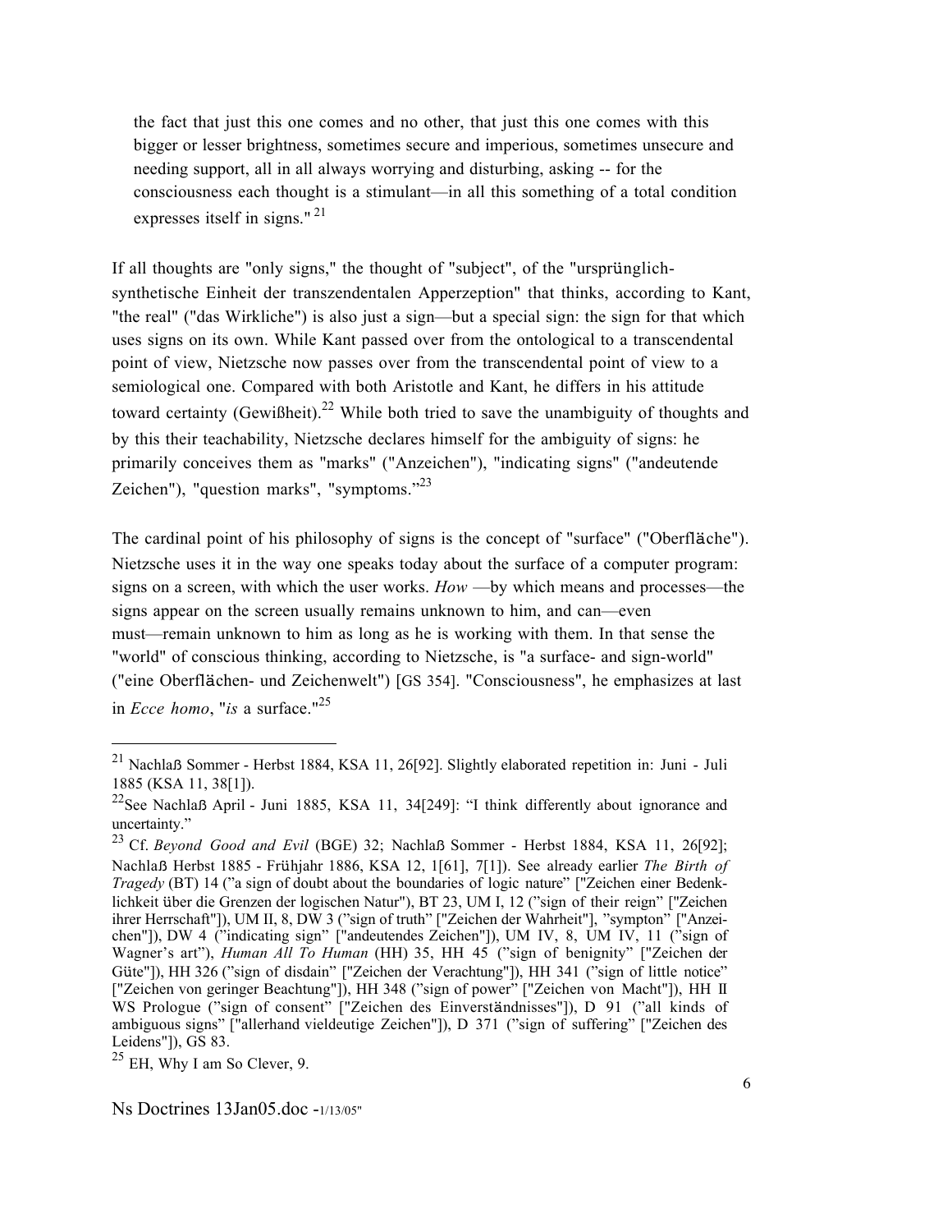> the fact that just this one comes and no other, that just this one comes with this bigger or lesser brightness, sometimes secure and imperious, sometimes unsecure and needing support, all in all always worrying and disturbing, asking -- for the consciousness each thought is a stimulant—in all this something of a total condition expresses itself in signs." [21]

If all thoughts are "only signs," the thought of "subject", of the "ursprünglich-synthetische Einheit der transzendentalen Apperzeption" that thinks, according to Kant, "the real" ("das Wirkliche") is also just a sign—but a special sign: the sign for that which uses signs on its own. While Kant passed over from the ontological to a transcendental point of view, Nietzsche now passes over from the transcendental point of view to a semiological one. Compared with both Aristotle and Kant, he differs in his attitude toward certainty (Gewißheit).[22] While both tried to save the unambiguity of thoughts and by this their teachability, Nietzsche declares himself for the ambiguity of signs: he primarily conceives them as "marks" ("Anzeichen"), "indicating signs" ("andeutende Zeichen"), "question marks", "symptoms."[23]

The cardinal point of his philosophy of signs is the concept of "surface" ("Oberfläche"). Nietzsche uses it in the way one speaks today about the surface of a computer program: signs on a screen, with which the user works. *How* —by which means and processes—the signs appear on the screen usually remains unknown to him, and can—even must—remain unknown to him as long as he is working with them. In that sense the "world" of conscious thinking, according to Nietzsche, is "a surface- and sign-world" ("eine Oberflächen- und Zeichenwelt") [GS 354]. "Consciousness", he emphasizes at last in *Ecce homo*, "*is* a surface."[25]

---

[21] Nachlaß Sommer - Herbst 1884, KSA 11, 26[92]. Slightly elaborated repetition in: Juni - Juli 1885 (KSA 11, 38[1]).

[22] See Nachlaß April - Juni 1885, KSA 11, 34[249]: "I think differently about ignorance and uncertainty."

[23] Cf. *Beyond Good and Evil* (BGE) 32; Nachlaß Sommer - Herbst 1884, KSA 11, 26[92]; Nachlaß Herbst 1885 - Frühjahr 1886, KSA 12, 1[61], 7[1]). See already earlier *The Birth of Tragedy* (BT) 14 ("a sign of doubt about the boundaries of logic nature" ["Zeichen einer Bedenklichkeit über die Grenzen der logischen Natur"), BT 23, UM I, 12 ("sign of their reign" ["Zeichen ihrer Herrschaft"]), UM II, 8, DW 3 ("sign of truth" ["Zeichen der Wahrheit"], "sympton" ["Anzeichen"]), DW 4 ("indicating sign" ["andeutendes Zeichen"]), UM IV, 8, UM IV, 11 ("sign of Wagner's art"), *Human All To Human* (HH) 35, HH 45 ("sign of benignity" ["Zeichen der Güte"]), HH 326 ("sign of disdain" ["Zeichen der Verachtung"]), HH 341 ("sign of little notice" ["Zeichen von geringer Beachtung"]), HH 348 ("sign of power" ["Zeichen von Macht"]), HH II WS Prologue ("sign of consent" ["Zeichen des Einverständnisses"]), D 91 ("all kinds of ambiguous signs" ["allerhand vieldeutige Zeichen"]), D 371 ("sign of suffering" ["Zeichen des Leidens"]), GS 83.

[25] EH, Why I am So Clever, 9.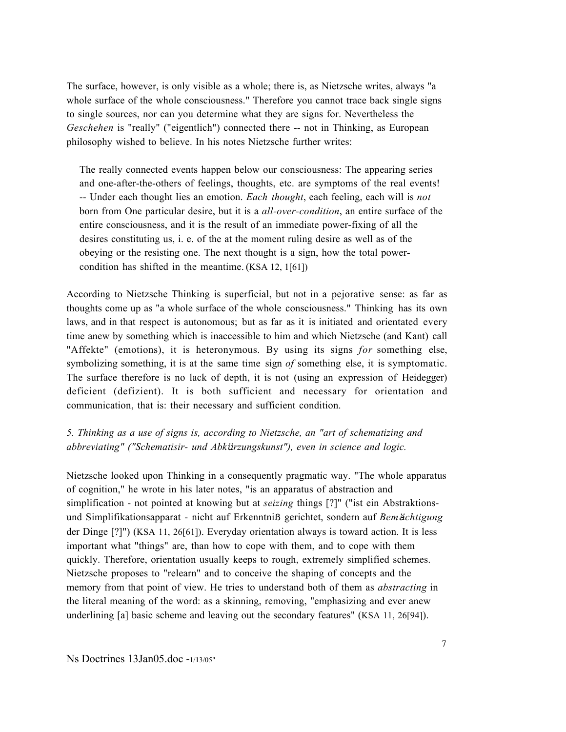The surface, however, is only visible as a whole; there is, as Nietzsche writes, always "a whole surface of the whole consciousness." Therefore you cannot trace back single signs to single sources, nor can you determine what they are signs for. Nevertheless the *Geschehen* is "really" ("eigentlich") connected there -- not in Thinking, as European philosophy wished to believe. In his notes Nietzsche further writes:

> The really connected events happen below our consciousness: The appearing series and one-after-the-others of feelings, thoughts, etc. are symptoms of the real events! -- Under each thought lies an emotion. *Each thought*, each feeling, each will is *not* born from One particular desire, but it is a *all-over-condition*, an entire surface of the entire consciousness, and it is the result of an immediate power-fixing of all the desires constituting us, i. e. of the at the moment ruling desire as well as of the obeying or the resisting one. The next thought is a sign, how the total power-condition has shifted in the meantime. (KSA 12, 1[61])

According to Nietzsche Thinking is superficial, but not in a pejorative sense: as far as thoughts come up as "a whole surface of the whole consciousness." Thinking has its own laws, and in that respect is autonomous; but as far as it is initiated and orientated every time anew by something which is inaccessible to him and which Nietzsche (and Kant) call "Affekte" (emotions), it is heteronymous. By using its signs *for* something else, symbolizing something, it is at the same time sign *of* something else, it is symptomatic. The surface therefore is no lack of depth, it is not (using an expression of Heidegger) deficient (defizient). It is both sufficient and necessary for orientation and communication, that is: their necessary and sufficient condition.

*5. Thinking as a use of signs is, according to Nietzsche, an "art of schematizing and abbreviating" ("Schematisir- und Abkürzungskunst"), even in science and logic.*

Nietzsche looked upon Thinking in a consequently pragmatic way. "The whole apparatus of cognition," he wrote in his later notes, "is an apparatus of abstraction and simplification - not pointed at knowing but at *seizing* things [?]" ("ist ein Abstraktions- und Simplifikationsapparat - nicht auf Erkenntniß gerichtet, sondern auf *Bemächtigung* der Dinge [?]") (KSA 11, 26[61]). Everyday orientation always is toward action. It is less important what "things" are, than how to cope with them, and to cope with them quickly. Therefore, orientation usually keeps to rough, extremely simplified schemes. Nietzsche proposes to "relearn" and to conceive the shaping of concepts and the memory from that point of view. He tries to understand both of them as *abstracting* in the literal meaning of the word: as a skinning, removing, "emphasizing and ever anew underlining [a] basic scheme and leaving out the secondary features" (KSA 11, 26[94]).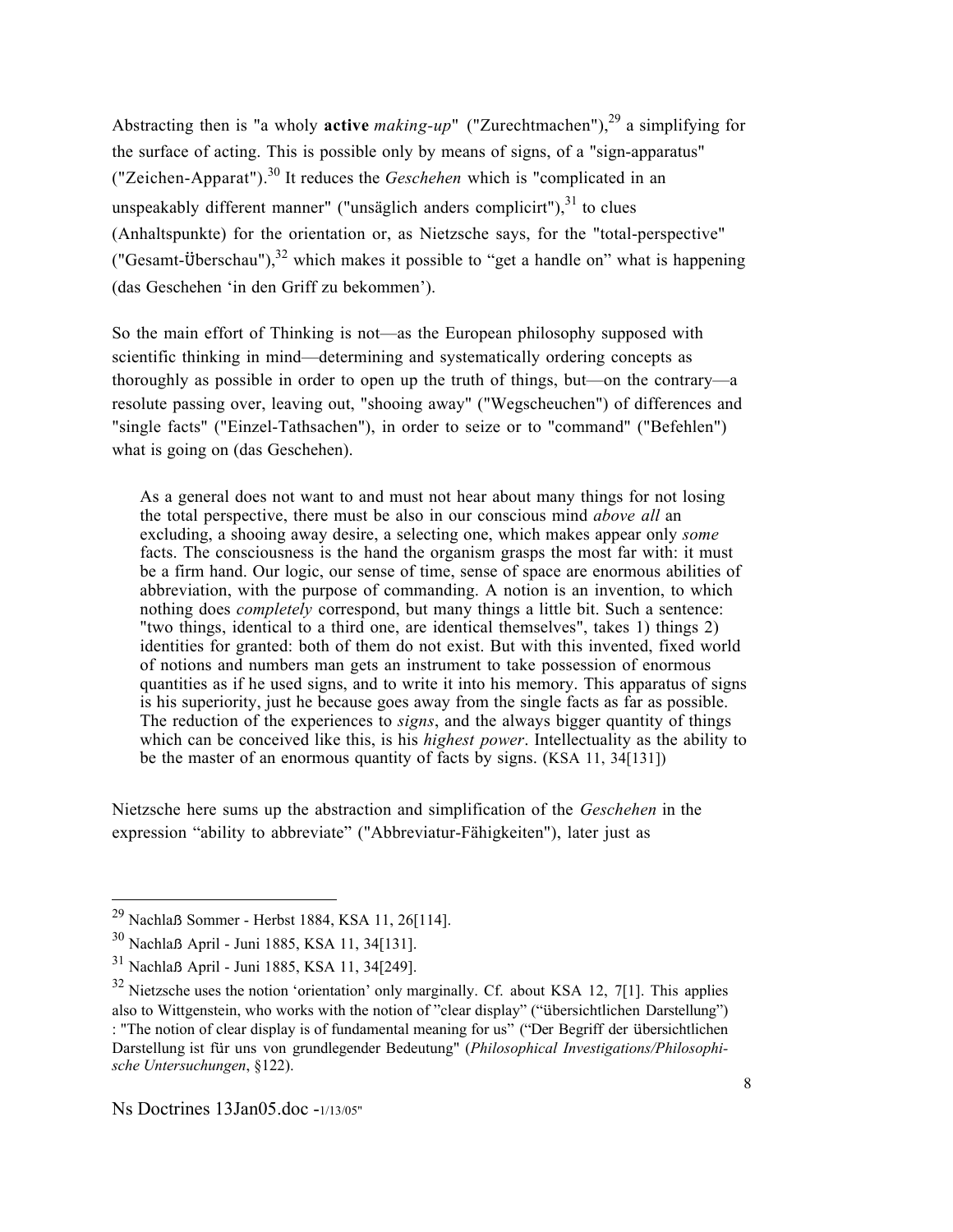Abstracting then is "a wholy **active** *making-up*" ("Zurechtmachen"),[29] a simplifying for the surface of acting. This is possible only by means of signs, of a "sign-apparatus" ("Zeichen-Apparat").[30] It reduces the *Geschehen* which is "complicated in an unspeakably different manner" ("unsäglich anders complicirt"),[31] to clues (Anhaltspunkte) for the orientation or, as Nietzsche says, for the "total-perspective" ("Gesamt-Überschau"),[32] which makes it possible to "get a handle on" what is happening (das Geschehen 'in den Griff zu bekommen').

So the main effort of Thinking is not—as the European philosophy supposed with scientific thinking in mind—determining and systematically ordering concepts as thoroughly as possible in order to open up the truth of things, but—on the contrary—a resolute passing over, leaving out, "shooing away" ("Wegscheuchen") of differences and "single facts" ("Einzel-Tathsachen"), in order to seize or to "command" ("Befehlen") what is going on (das Geschehen).

> As a general does not want to and must not hear about many things for not losing the total perspective, there must be also in our conscious mind *above all* an excluding, a shooing away desire, a selecting one, which makes appear only *some* facts. The consciousness is the hand the organism grasps the most far with: it must be a firm hand. Our logic, our sense of time, sense of space are enormous abilities of abbreviation, with the purpose of commanding. A notion is an invention, to which nothing does *completely* correspond, but many things a little bit. Such a sentence: "two things, identical to a third one, are identical themselves", takes 1) things 2) identities for granted: both of them do not exist. But with this invented, fixed world of notions and numbers man gets an instrument to take possession of enormous quantities as if he used signs, and to write it into his memory. This apparatus of signs is his superiority, just he because goes away from the single facts as far as possible. The reduction of the experiences to *signs*, and the always bigger quantity of things which can be conceived like this, is his *highest power*. Intellectuality as the ability to be the master of an enormous quantity of facts by signs. (KSA 11, 34[131])

Nietzsche here sums up the abstraction and simplification of the *Geschehen* in the expression "ability to abbreviate" ("Abbreviatur-Fähigkeiten"), later just as

---

[29] Nachlaß Sommer - Herbst 1884, KSA 11, 26[114].

[30] Nachlaß April - Juni 1885, KSA 11, 34[131].

[31] Nachlaß April - Juni 1885, KSA 11, 34[249].

[32] Nietzsche uses the notion 'orientation' only marginally. Cf. about KSA 12, 7[1]. This applies also to Wittgenstein, who works with the notion of "clear display" ("übersichtlichen Darstellung") : "The notion of clear display is of fundamental meaning for us" ("Der Begriff der übersichtlichen Darstellung ist für uns von grundlegender Bedeutung" (*Philosophical Investigations/Philosophische Untersuchungen*, §122).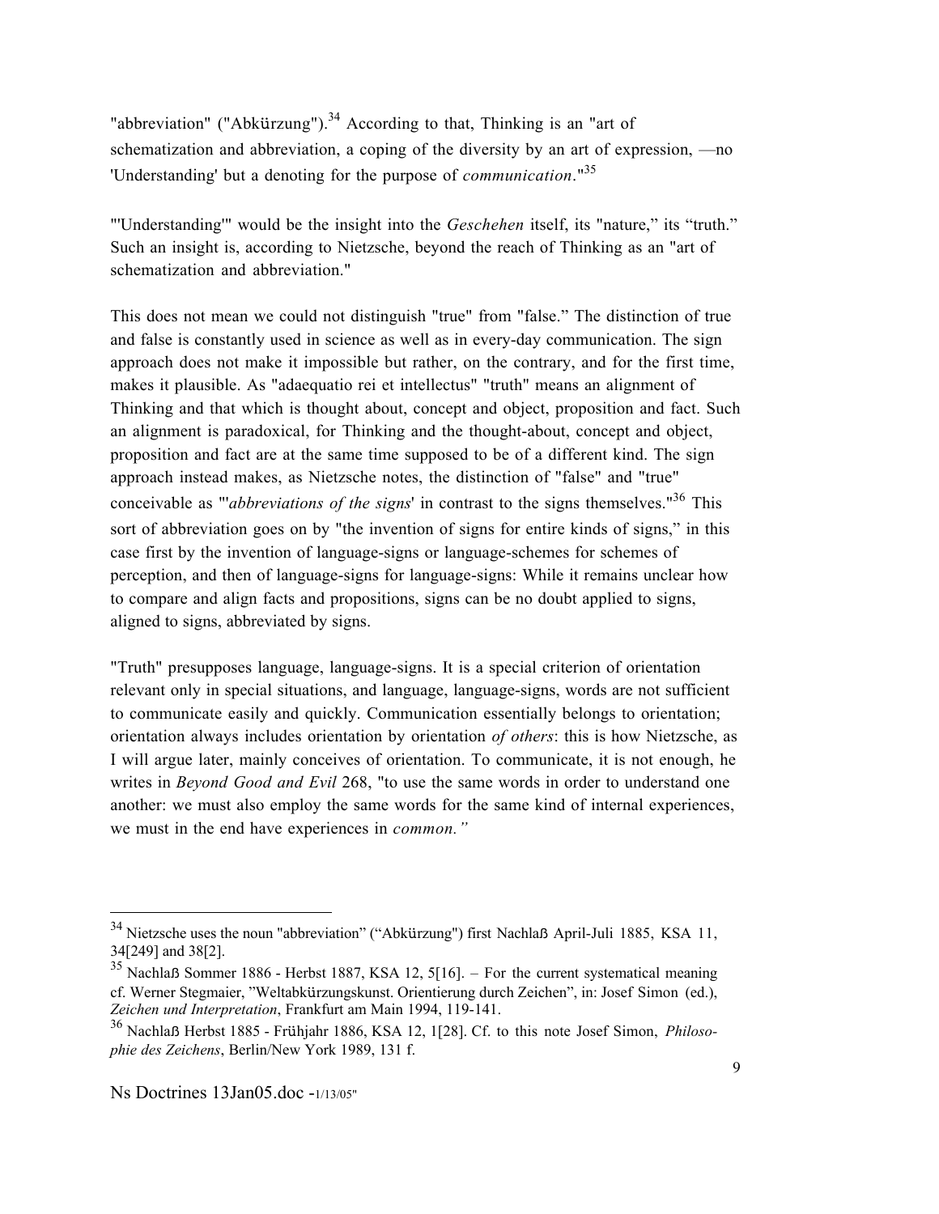"abbreviation" ("Abkürzung").[34] According to that, Thinking is an "art of schematization and abbreviation, a coping of the diversity by an art of expression, —no 'Understanding' but a denoting for the purpose of *communication*."[35]

"'Understanding'" would be the insight into the *Geschehen* itself, its "nature," its "truth." Such an insight is, according to Nietzsche, beyond the reach of Thinking as an "art of schematization and abbreviation."

This does not mean we could not distinguish "true" from "false." The distinction of true and false is constantly used in science as well as in every-day communication. The sign approach does not make it impossible but rather, on the contrary, and for the first time, makes it plausible. As "adaequatio rei et intellectus" "truth" means an alignment of Thinking and that which is thought about, concept and object, proposition and fact. Such an alignment is paradoxical, for Thinking and the thought-about, concept and object, proposition and fact are at the same time supposed to be of a different kind. The sign approach instead makes, as Nietzsche notes, the distinction of "false" and "true" conceivable as "'*abbreviations of the signs*' in contrast to the signs themselves."[36] This sort of abbreviation goes on by "the invention of signs for entire kinds of signs," in this case first by the invention of language-signs or language-schemes for schemes of perception, and then of language-signs for language-signs: While it remains unclear how to compare and align facts and propositions, signs can be no doubt applied to signs, aligned to signs, abbreviated by signs.

"Truth" presupposes language, language-signs. It is a special criterion of orientation relevant only in special situations, and language, language-signs, words are not sufficient to communicate easily and quickly. Communication essentially belongs to orientation; orientation always includes orientation by orientation *of others*: this is how Nietzsche, as I will argue later, mainly conceives of orientation. To communicate, it is not enough, he writes in *Beyond Good and Evil* 268, "to use the same words in order to understand one another: we must also employ the same words for the same kind of internal experiences, we must in the end have experiences in *common."*

---

[34] Nietzsche uses the noun "abbreviation" ("Abkürzung") first Nachlaß April-Juli 1885, KSA 11, 34[249] and 38[2].

[35] Nachlaß Sommer 1886 - Herbst 1887, KSA 12, 5[16]. – For the current systematical meaning cf. Werner Stegmaier, "Weltabkürzungskunst. Orientierung durch Zeichen", in: Josef Simon (ed.), *Zeichen und Interpretation*, Frankfurt am Main 1994, 119-141.

[36] Nachlaß Herbst 1885 - Frühjahr 1886, KSA 12, 1[28]. Cf. to this note Josef Simon, *Philosophie des Zeichens*, Berlin/New York 1989, 131 f.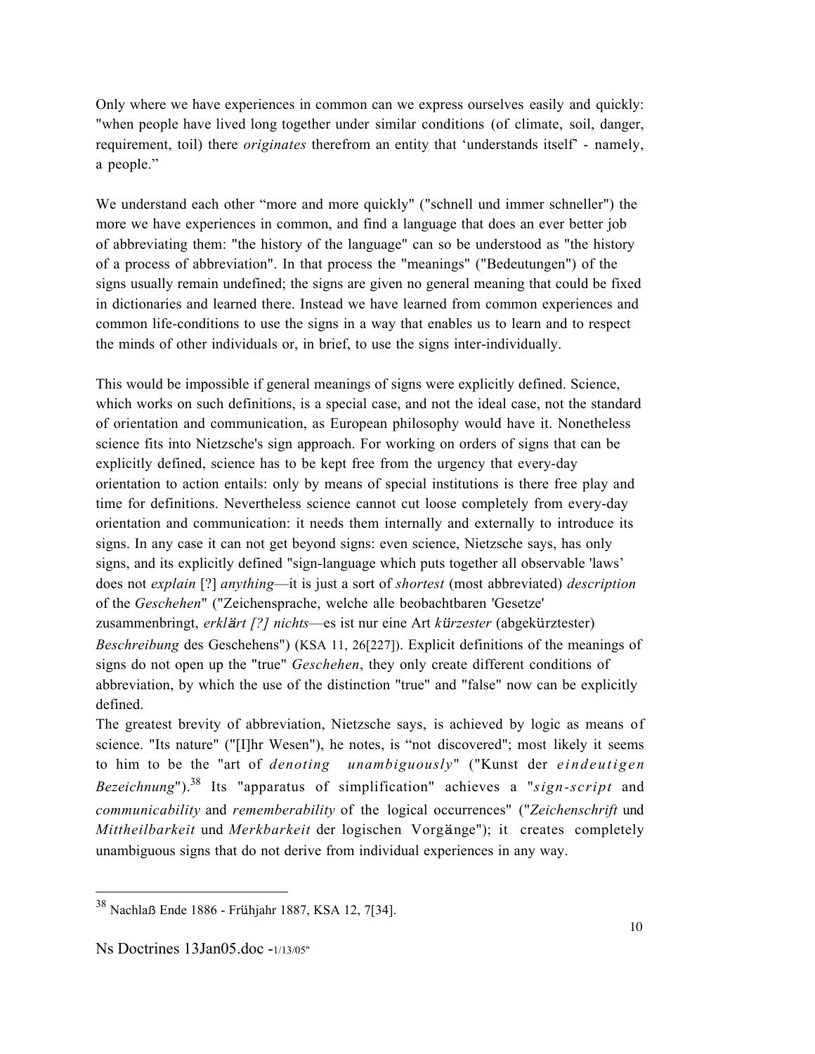Only where we have experiences in common can we express ourselves easily and quickly: "when people have lived long together under similar conditions (of climate, soil, danger, requirement, toil) there *originates* therefrom an entity that 'understands itself' - namely, a people."

We understand each other "more and more quickly" ("schnell und immer schneller") the more we have experiences in common, and find a language that does an ever better job of abbreviating them: "the history of the language" can so be understood as "the history of a process of abbreviation". In that process the "meanings" ("Bedeutungen") of the signs usually remain undefined; the signs are given no general meaning that could be fixed in dictionaries and learned there. Instead we have learned from common experiences and common life-conditions to use the signs in a way that enables us to learn and to respect the minds of other individuals or, in brief, to use the signs inter-individually.

This would be impossible if general meanings of signs were explicitly defined. Science, which works on such definitions, is a special case, and not the ideal case, not the standard of orientation and communication, as European philosophy would have it. Nonetheless science fits into Nietzsche's sign approach. For working on orders of signs that can be explicitly defined, science has to be kept free from the urgency that every-day orientation to action entails: only by means of special institutions is there free play and time for definitions. Nevertheless science cannot cut loose completely from every-day orientation and communication: it needs them internally and externally to introduce its signs. In any case it can not get beyond signs: even science, Nietzsche says, has only signs, and its explicitly defined "sign-language which puts together all observable 'laws' does not *explain* [?] *anything*—it is just a sort of *shortest* (most abbreviated) *description* of the *Geschehen*" ("Zeichensprache, welche alle beobachtbaren 'Gesetze' zusammenbringt, *erklärt [?] nichts*—es ist nur eine Art *kürzester* (abgekürztester) *Beschreibung* des Geschehens") (KSA 11, 26[227]). Explicit definitions of the meanings of signs do not open up the "true" *Geschehen*, they only create different conditions of abbreviation, by which the use of the distinction "true" and "false" now can be explicitly defined.

The greatest brevity of abbreviation, Nietzsche says, is achieved by logic as means of science. "Its nature" ("[I]hr Wesen"), he notes, is "not discovered"; most likely it seems to him to be the "art of *denoting unambiguously*" ("Kunst der *eindeutigen Bezeichnung*").[38] Its "apparatus of simplification" achieves a "*sign-script* and *communicability* and *rememberability* of the logical occurrences" ("*Zeichenschrift* und *Mittheilbarkeit* und *Merkbarkeit* der logischen Vorgänge"); it creates completely unambiguous signs that do not derive from individual experiences in any way.

---

[38] Nachlaß Ende 1886 - Frühjahr 1887, KSA 12, 7[34].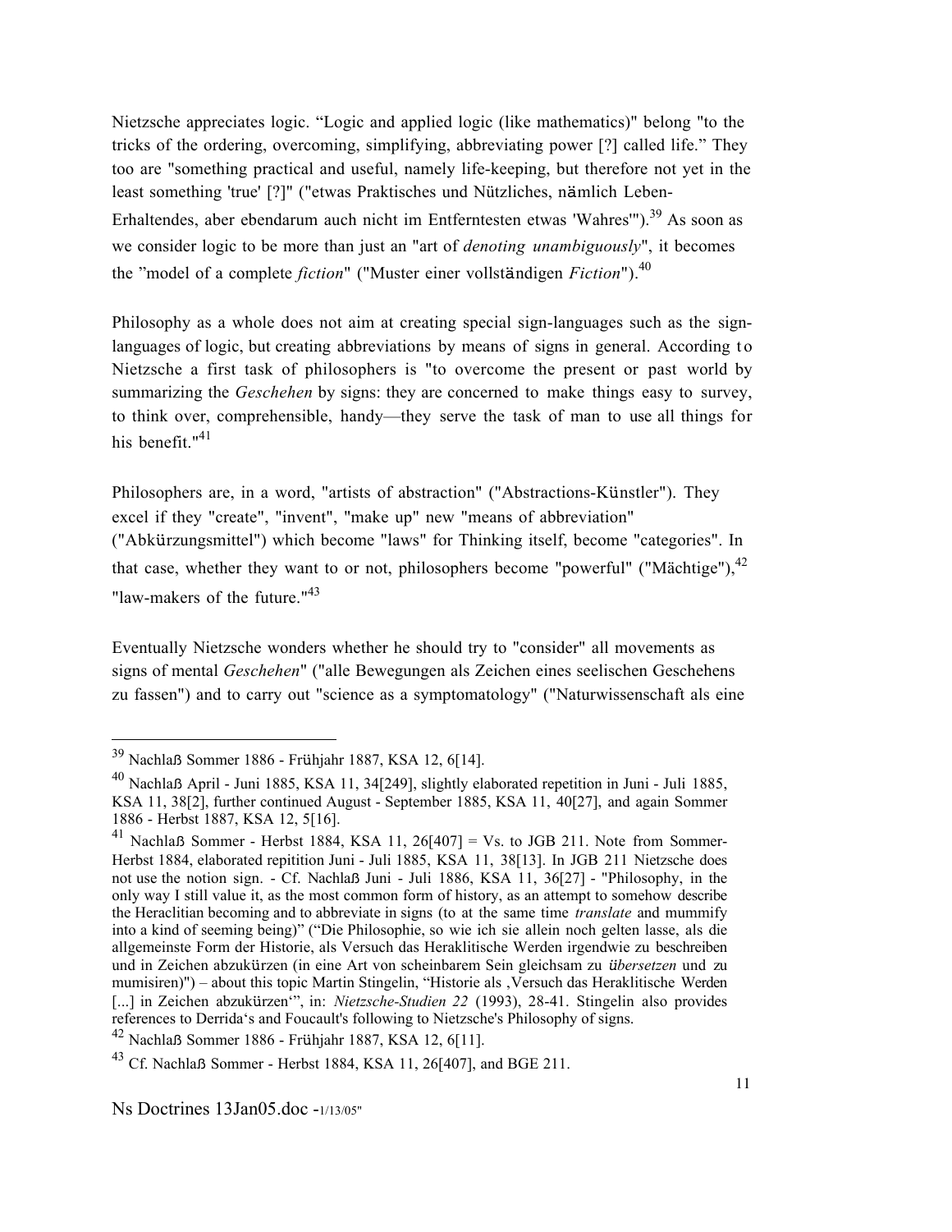Nietzsche appreciates logic. “Logic and applied logic (like mathematics)" belong "to the tricks of the ordering, overcoming, simplifying, abbreviating power [?] called life.” They too are "something practical and useful, namely life-keeping, but therefore not yet in the least something 'true' [?]" ("etwas Praktisches und Nützliches, nämlich Leben-Erhaltendes, aber ebendarum auch nicht im Entferntesten etwas 'Wahres'").[39] As soon as we consider logic to be more than just an "art of *denoting unambiguously*", it becomes the ”model of a complete *fiction*" ("Muster einer vollständigen *Fiction*").[40]

Philosophy as a whole does not aim at creating special sign-languages such as the sign-languages of logic, but creating abbreviations by means of signs in general. According to Nietzsche a first task of philosophers is "to overcome the present or past world by summarizing the *Geschehen* by signs: they are concerned to make things easy to survey, to think over, comprehensible, handy—they serve the task of man to use all things for his benefit."[41]

Philosophers are, in a word, "artists of abstraction" ("Abstractions-Künstler"). They excel if they "create", "invent", "make up" new "means of abbreviation" ("Abkürzungsmittel") which become "laws" for Thinking itself, become "categories". In that case, whether they want to or not, philosophers become "powerful" ("Mächtige"),[42] "law-makers of the future."[43]

Eventually Nietzsche wonders whether he should try to "consider" all movements as signs of mental *Geschehen*" ("alle Bewegungen als Zeichen eines seelischen Geschehens zu fassen") and to carry out "science as a symptomatology" ("Naturwissenschaft als eine

---

[39] Nachlaß Sommer 1886 - Frühjahr 1887, KSA 12, 6[14].

[40] Nachlaß April - Juni 1885, KSA 11, 34[249], slightly elaborated repetition in Juni - Juli 1885, KSA 11, 38[2], further continued August - September 1885, KSA 11, 40[27], and again Sommer 1886 - Herbst 1887, KSA 12, 5[16].

[41] Nachlaß Sommer - Herbst 1884, KSA 11, 26[407] = Vs. to JGB 211. Note from Sommer-Herbst 1884, elaborated repitition Juni - Juli 1885, KSA 11, 38[13]. In JGB 211 Nietzsche does not use the notion sign. - Cf. Nachlaß Juni - Juli 1886, KSA 11, 36[27] - "Philosophy, in the only way I still value it, as the most common form of history, as an attempt to somehow describe the Heraclitian becoming and to abbreviate in signs (to at the same time *translate* and mummify into a kind of seeming being)" (“Die Philosophie, so wie ich sie allein noch gelten lasse, als die allgemeinste Form der Historie, als Versuch das Heraklitische Werden irgendwie zu beschreiben und in Zeichen abzukürzen (in eine Art von scheinbarem Sein gleichsam zu *übersetzen* und zu mumisiren)") – about this topic Martin Stingelin, “Historie als ‚Versuch das Heraklitische Werden [...] in Zeichen abzukürzen‘”, in: *Nietzsche-Studien 22* (1993), 28-41. Stingelin also provides references to Derrida‘s and Foucault's following to Nietzsche's Philosophy of signs.

[42] Nachlaß Sommer 1886 - Frühjahr 1887, KSA 12, 6[11].

[43] Cf. Nachlaß Sommer - Herbst 1884, KSA 11, 26[407], and BGE 211.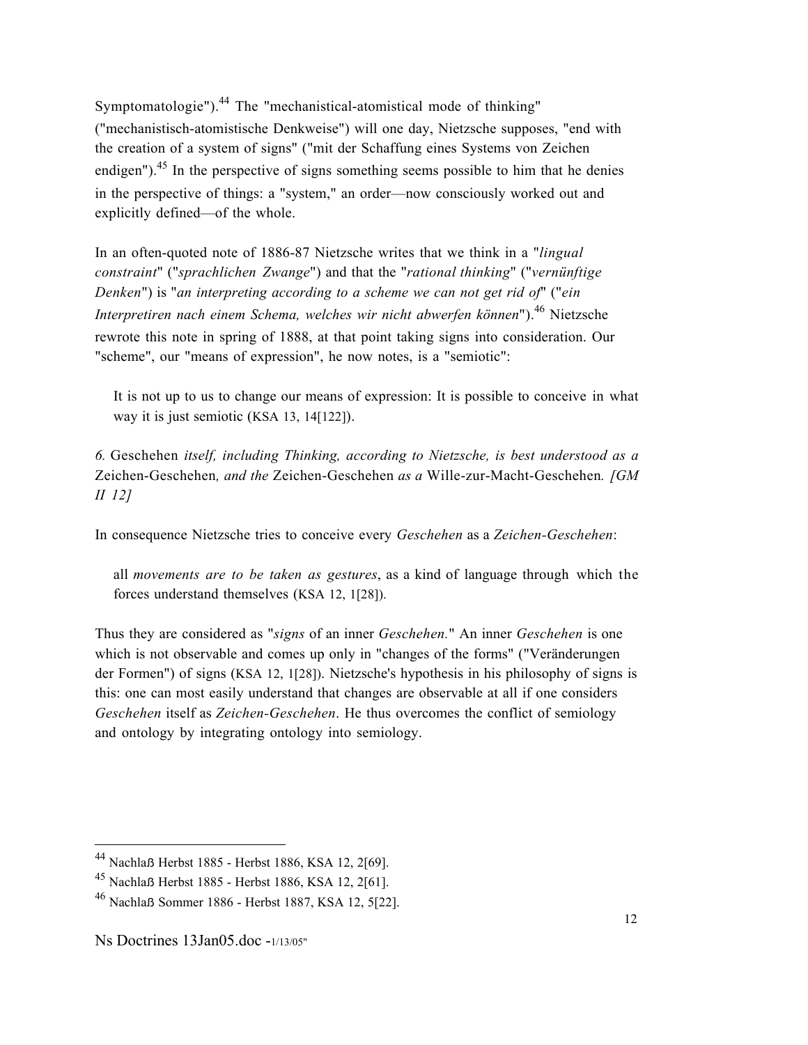Symptomatologie").[44] The "mechanistical-atomistical mode of thinking" ("mechanistisch-atomistische Denkweise") will one day, Nietzsche supposes, "end with the creation of a system of signs" ("mit der Schaffung eines Systems von Zeichen endigen").[45] In the perspective of signs something seems possible to him that he denies in the perspective of things: a "system," an order—now consciously worked out and explicitly defined—of the whole.

In an often-quoted note of 1886-87 Nietzsche writes that we think in a "*lingual constraint*" ("*sprachlichen Zwange*") and that the "*rational thinking*" ("*vernünftige Denken*") is "*an interpreting according to a scheme we can not get rid of*" ("*ein Interpretiren nach einem Schema, welches wir nicht abwerfen können*").[46] Nietzsche rewrote this note in spring of 1888, at that point taking signs into consideration. Our "scheme", our "means of expression", he now notes, is a "semiotic":

> It is not up to us to change our means of expression: It is possible to conceive in what way it is just semiotic (KSA 13, 14[122]).

*6.* Geschehen *itself, including Thinking, according to Nietzsche, is best understood as a* Zeichen-Geschehen*, and the* Zeichen-Geschehen *as a* Wille-zur-Macht-Geschehen*. [GM II 12]*

In consequence Nietzsche tries to conceive every *Geschehen* as a *Zeichen-Geschehen*:

> all *movements are to be taken as gestures*, as a kind of language through which the forces understand themselves (KSA 12, 1[28]).

Thus they are considered as "*signs* of an inner *Geschehen.*" An inner *Geschehen* is one which is not observable and comes up only in "changes of the forms" ("Veränderungen der Formen") of signs (KSA 12, 1[28]). Nietzsche's hypothesis in his philosophy of signs is this: one can most easily understand that changes are observable at all if one considers *Geschehen* itself as *Zeichen-Geschehen*. He thus overcomes the conflict of semiology and ontology by integrating ontology into semiology.

---

[44] Nachlaß Herbst 1885 - Herbst 1886, KSA 12, 2[69].

[45] Nachlaß Herbst 1885 - Herbst 1886, KSA 12, 2[61].

[46] Nachlaß Sommer 1886 - Herbst 1887, KSA 12, 5[22].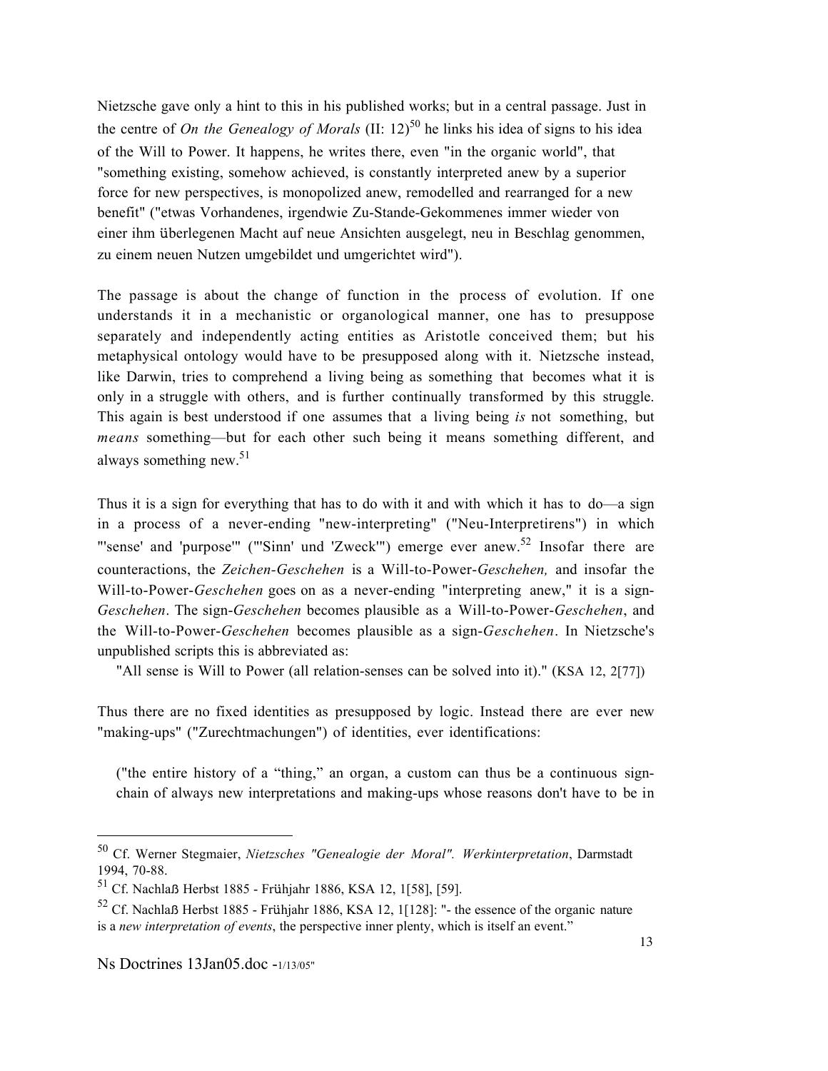Nietzsche gave only a hint to this in his published works; but in a central passage. Just in the centre of *On the Genealogy of Morals* (II: 12)[50] he links his idea of signs to his idea of the Will to Power. It happens, he writes there, even "in the organic world", that "something existing, somehow achieved, is constantly interpreted anew by a superior force for new perspectives, is monopolized anew, remodelled and rearranged for a new benefit" ("etwas Vorhandenes, irgendwie Zu-Stande-Gekommenes immer wieder von einer ihm überlegenen Macht auf neue Ansichten ausgelegt, neu in Beschlag genommen, zu einem neuen Nutzen umgebildet und umgerichtet wird").

The passage is about the change of function in the process of evolution. If one understands it in a mechanistic or organological manner, one has to presuppose separately and independently acting entities as Aristotle conceived them; but his metaphysical ontology would have to be presupposed along with it. Nietzsche instead, like Darwin, tries to comprehend a living being as something that becomes what it is only in a struggle with others, and is further continually transformed by this struggle. This again is best understood if one assumes that a living being *is* not something, but *means* something—but for each other such being it means something different, and always something new.[51]

Thus it is a sign for everything that has to do with it and with which it has to do—a sign in a process of a never-ending "new-interpreting" ("Neu-Interpretirens") in which "'sense' and 'purpose'" ("'Sinn' und 'Zweck'") emerge ever anew.[52] Insofar there are counteractions, the *Zeichen-Geschehen* is a Will-to-Power-*Geschehen,* and insofar the Will-to-Power-*Geschehen* goes on as a never-ending "interpreting anew," it is a sign-*Geschehen*. The sign-*Geschehen* becomes plausible as a Will-to-Power-*Geschehen*, and the Will-to-Power-*Geschehen* becomes plausible as a sign-*Geschehen*. In Nietzsche's unpublished scripts this is abbreviated as:

> "All sense is Will to Power (all relation-senses can be solved into it)." (KSA 12, 2[77])

Thus there are no fixed identities as presupposed by logic. Instead there are ever new "making-ups" ("Zurechtmachungen") of identities, ever identifications:

> ("the entire history of a "thing," an organ, a custom can thus be a continuous sign-chain of always new interpretations and making-ups whose reasons don't have to be in

---

[50] Cf. Werner Stegmaier, *Nietzsches "Genealogie der Moral". Werkinterpretation*, Darmstadt 1994, 70-88.

[51] Cf. Nachlaß Herbst 1885 - Frühjahr 1886, KSA 12, 1[58], [59].

[52] Cf. Nachlaß Herbst 1885 - Frühjahr 1886, KSA 12, 1[128]: "- the essence of the organic nature is a *new interpretation of events*, the perspective inner plenty, which is itself an event."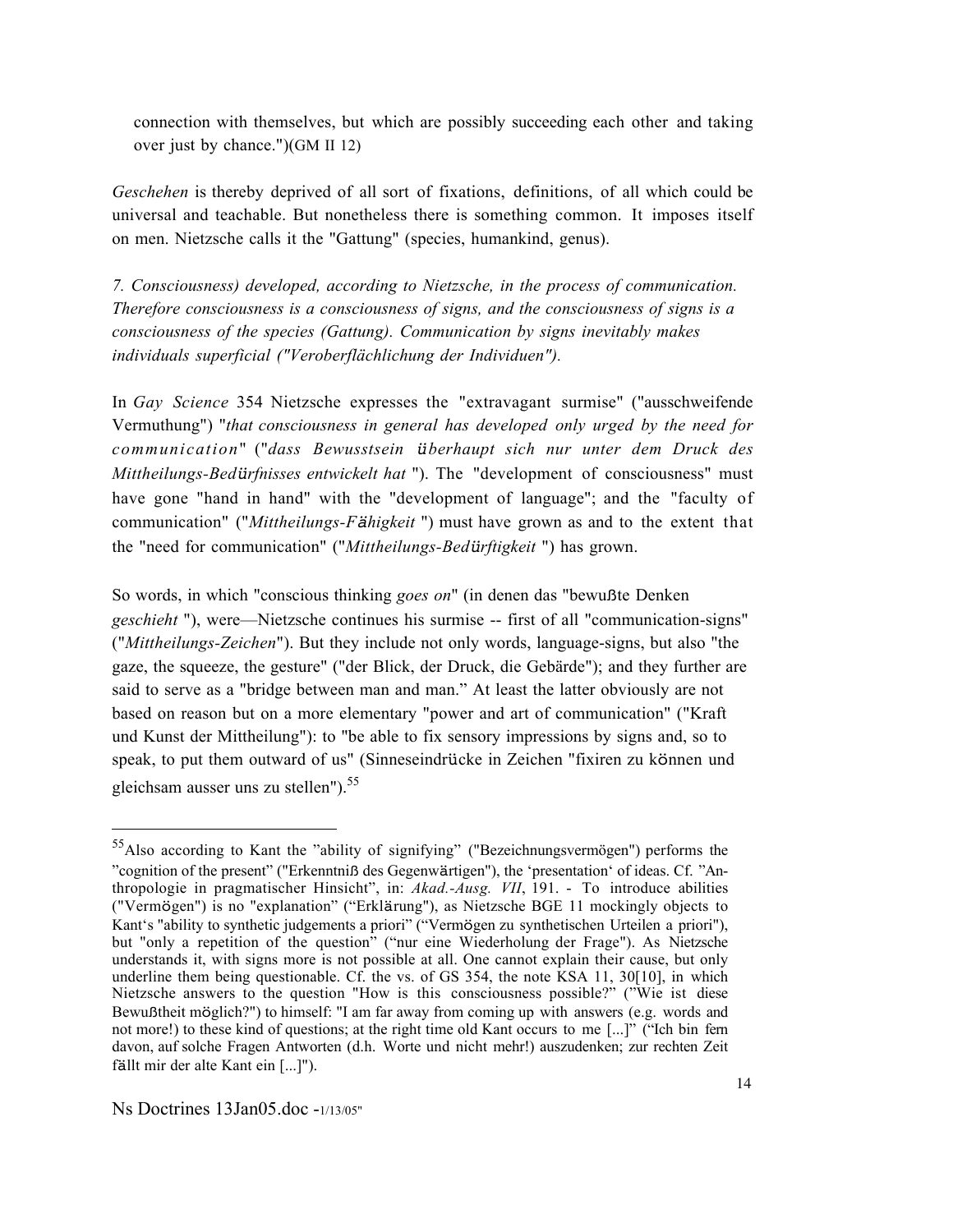connection with themselves, but which are possibly succeeding each other and taking over just by chance.")(GM II 12)

*Geschehen* is thereby deprived of all sort of fixations, definitions, of all which could be universal and teachable. But nonetheless there is something common. It imposes itself on men. Nietzsche calls it the "Gattung" (species, humankind, genus).

*7. Consciousness) developed, according to Nietzsche, in the process of communication. Therefore consciousness is a consciousness of signs, and the consciousness of signs is a consciousness of the species (Gattung). Communication by signs inevitably makes individuals superficial ("Veroberflächlichung der Individuen").*

In *Gay Science* 354 Nietzsche expresses the "extravagant surmise" ("ausschweifende Vermuthung") "*that consciousness in general has developed only urged by the need for communication*" ("*dass Bewusstsein überhaupt sich nur unter dem Druck des Mittheilungs-Bedürfnisses entwickelt hat* "). The "development of consciousness" must have gone "hand in hand" with the "development of language"; and the "faculty of communication" ("*Mittheilungs-Fähigkeit* ") must have grown as and to the extent that the "need for communication" ("*Mittheilungs-Bedürftigkeit* ") has grown.

So words, in which "conscious thinking *goes on*" (in denen das "bewußte Denken *geschieht* "), were—Nietzsche continues his surmise -- first of all "communication-signs" ("*Mittheilungs-Zeichen*"). But they include not only words, language-signs, but also "the gaze, the squeeze, the gesture" ("der Blick, der Druck, die Gebärde"); and they further are said to serve as a "bridge between man and man." At least the latter obviously are not based on reason but on a more elementary "power and art of communication" ("Kraft und Kunst der Mittheilung"): to "be able to fix sensory impressions by signs and, so to speak, to put them outward of us" (Sinneseindrücke in Zeichen "fixiren zu können und gleichsam ausser uns zu stellen").[55]

---

[55] Also according to Kant the "ability of signifying" ("Bezeichnungsvermögen") performs the "cognition of the present" ("Erkenntniß des Gegenwärtigen"), the 'presentation' of ideas. Cf. "Anthropologie in pragmatischer Hinsicht", in: *Akad.-Ausg. VII*, 191. - To introduce abilities ("Vermögen") is no "explanation" ("Erklärung"), as Nietzsche BGE 11 mockingly objects to Kant's "ability to synthetic judgements a priori" ("Vermögen zu synthetischen Urteilen a priori"), but "only a repetition of the question" ("nur eine Wiederholung der Frage"). As Nietzsche understands it, with signs more is not possible at all. One cannot explain their cause, but only underline them being questionable. Cf. the vs. of GS 354, the note KSA 11, 30[10], in which Nietzsche answers to the question "How is this consciousness possible?" ("Wie ist diese Bewußtheit möglich?") to himself: "I am far away from coming up with answers (e.g. words and not more!) to these kind of questions; at the right time old Kant occurs to me [...]" ("Ich bin fern davon, auf solche Fragen Antworten (d.h. Worte und nicht mehr!) auszudenken; zur rechten Zeit fällt mir der alte Kant ein [...]").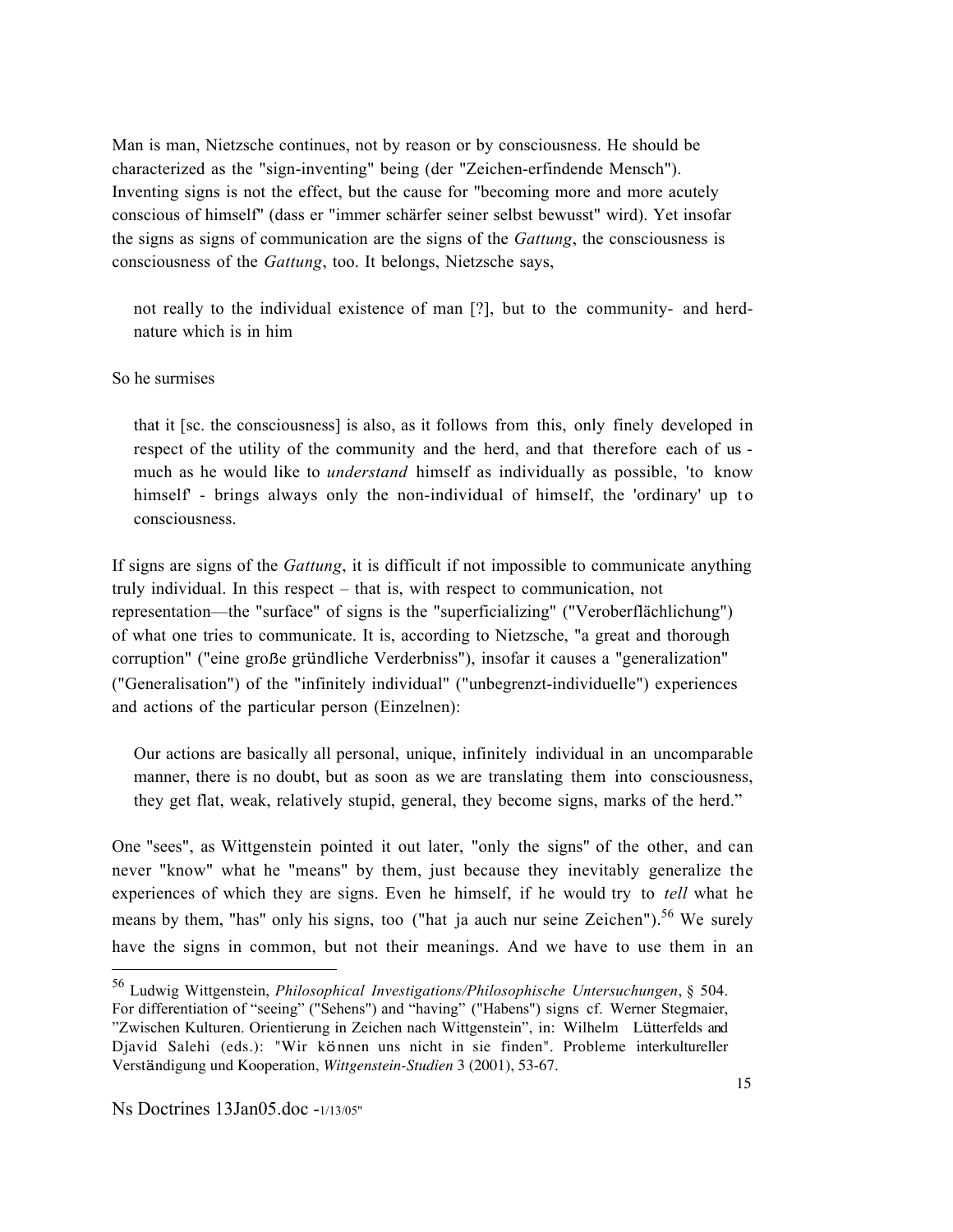Man is man, Nietzsche continues, not by reason or by consciousness. He should be characterized as the "sign-inventing" being (der "Zeichen-erfindende Mensch"). Inventing signs is not the effect, but the cause for "becoming more and more acutely conscious of himself" (dass er "immer schärfer seiner selbst bewusst" wird). Yet insofar the signs as signs of communication are the signs of the *Gattung*, the consciousness is consciousness of the *Gattung*, too. It belongs, Nietzsche says,

> not really to the individual existence of man [?], but to the community- and herd-nature which is in him

So he surmises

> that it [sc. the consciousness] is also, as it follows from this, only finely developed in respect of the utility of the community and the herd, and that therefore each of us - much as he would like to *understand* himself as individually as possible, 'to know himself' - brings always only the non-individual of himself, the 'ordinary' up to consciousness.

If signs are signs of the *Gattung*, it is difficult if not impossible to communicate anything truly individual. In this respect – that is, with respect to communication, not representation—the "surface" of signs is the "superficializing" ("Veroberflächlichung") of what one tries to communicate. It is, according to Nietzsche, "a great and thorough corruption" ("eine große gründliche Verderbniss"), insofar it causes a "generalization" ("Generalisation") of the "infinitely individual" ("unbegrenzt-individuelle") experiences and actions of the particular person (Einzelnen):

> Our actions are basically all personal, unique, infinitely individual in an uncomparable manner, there is no doubt, but as soon as we are translating them into consciousness, they get flat, weak, relatively stupid, general, they become signs, marks of the herd."

One "sees", as Wittgenstein pointed it out later, "only the signs" of the other, and can never "know" what he "means" by them, just because they inevitably generalize the experiences of which they are signs. Even he himself, if he would try to *tell* what he means by them, "has" only his signs, too ("hat ja auch nur seine Zeichen").[56] We surely have the signs in common, but not their meanings. And we have to use them in an

---

[56] Ludwig Wittgenstein, *Philosophical Investigations/Philosophische Untersuchungen*, § 504. For differentiation of "seeing" ("Sehens") and "having" ("Habens") signs cf. Werner Stegmaier, "Zwischen Kulturen. Orientierung in Zeichen nach Wittgenstein", in: Wilhelm Lütterfelds and Djavid Salehi (eds.): "Wir können uns nicht in sie finden". Probleme interkultureller Verständigung und Kooperation, *Wittgenstein-Studien* 3 (2001), 53-67.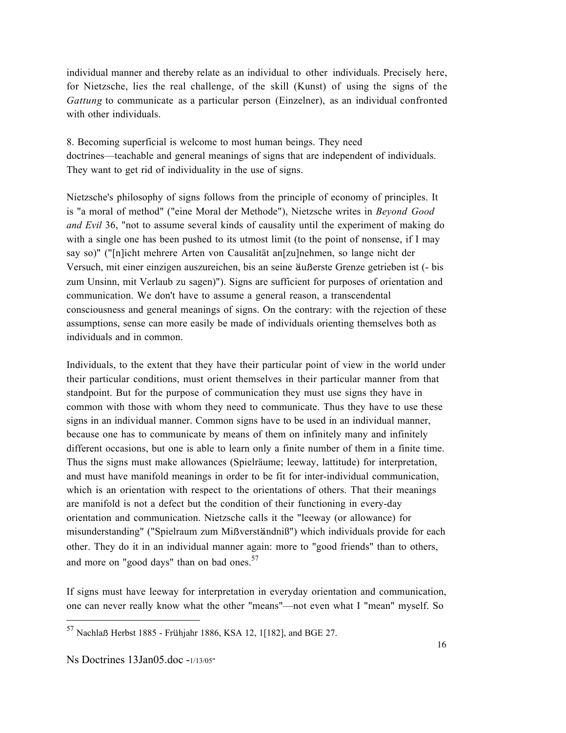individual manner and thereby relate as an individual to other individuals. Precisely here, for Nietzsche, lies the real challenge, of the skill (Kunst) of using the signs of the *Gattung* to communicate as a particular person (Einzelner), as an individual confronted with other individuals.

8. Becoming superficial is welcome to most human beings. They need doctrines—teachable and general meanings of signs that are independent of individuals. They want to get rid of individuality in the use of signs.

Nietzsche's philosophy of signs follows from the principle of economy of principles. It is "a moral of method" ("eine Moral der Methode"), Nietzsche writes in *Beyond Good and Evil* 36, "not to assume several kinds of causality until the experiment of making do with a single one has been pushed to its utmost limit (to the point of nonsense, if I may say so)" ("[n]icht mehrere Arten von Causalität an[zu]nehmen, so lange nicht der Versuch, mit einer einzigen auszureichen, bis an seine äußerste Grenze getrieben ist (- bis zum Unsinn, mit Verlaub zu sagen)"). Signs are sufficient for purposes of orientation and communication. We don't have to assume a general reason, a transcendental consciousness and general meanings of signs. On the contrary: with the rejection of these assumptions, sense can more easily be made of individuals orienting themselves both as individuals and in common.

Individuals, to the extent that they have their particular point of view in the world under their particular conditions, must orient themselves in their particular manner from that standpoint. But for the purpose of communication they must use signs they have in common with those with whom they need to communicate. Thus they have to use these signs in an individual manner. Common signs have to be used in an individual manner, because one has to communicate by means of them on infinitely many and infinitely different occasions, but one is able to learn only a finite number of them in a finite time. Thus the signs must make allowances (Spielräume; leeway, lattitude) for interpretation, and must have manifold meanings in order to be fit for inter-individual communication, which is an orientation with respect to the orientations of others. That their meanings are manifold is not a defect but the condition of their functioning in every-day orientation and communication. Nietzsche calls it the "leeway (or allowance) for misunderstanding" ("Spielraum zum Mißverständniß") which individuals provide for each other. They do it in an individual manner again: more to "good friends" than to others, and more on "good days" than on bad ones.[57]

If signs must have leeway for interpretation in everyday orientation and communication, one can never really know what the other "means"—not even what I "mean" myself. So

---

[57] Nachlaß Herbst 1885 - Frühjahr 1886, KSA 12, 1[182], and BGE 27.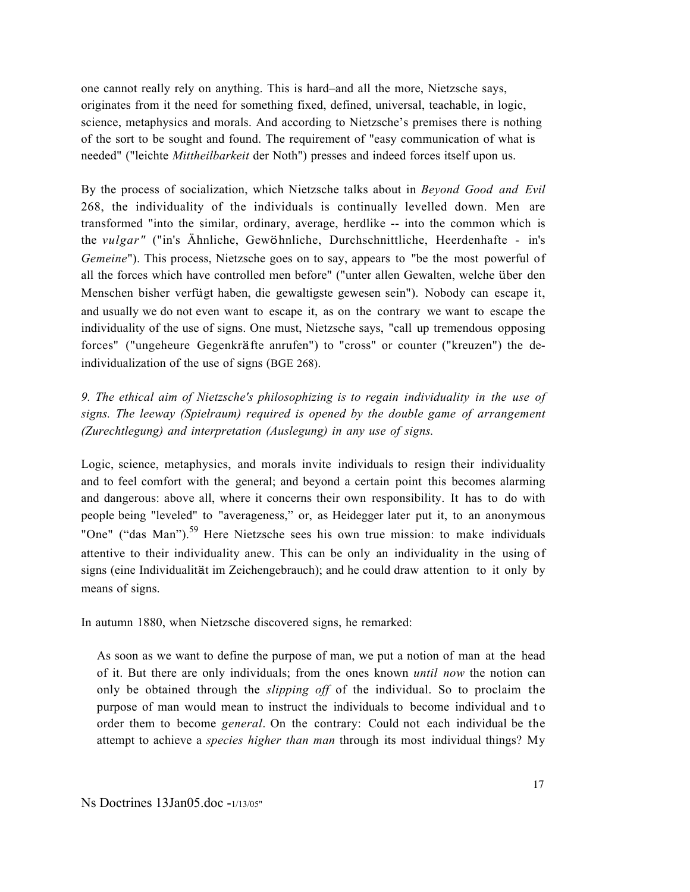one cannot really rely on anything. This is hard–and all the more, Nietzsche says, originates from it the need for something fixed, defined, universal, teachable, in logic, science, metaphysics and morals. And according to Nietzsche's premises there is nothing of the sort to be sought and found. The requirement of "easy communication of what is needed" ("leichte *Mittheilbarkeit* der Noth") presses and indeed forces itself upon us.

By the process of socialization, which Nietzsche talks about in *Beyond Good and Evil* 268, the individuality of the individuals is continually levelled down. Men are transformed "into the similar, ordinary, average, herdlike -- into the common which is the *vulgar"* ("in's Ähnliche, Gewöhnliche, Durchschnittliche, Heerdenhafte - in's *Gemeine*"). This process, Nietzsche goes on to say, appears to "be the most powerful of all the forces which have controlled men before" ("unter allen Gewalten, welche über den Menschen bisher verfügt haben, die gewaltigste gewesen sein"). Nobody can escape it, and usually we do not even want to escape it, as on the contrary we want to escape the individuality of the use of signs. One must, Nietzsche says, "call up tremendous opposing forces" ("ungeheure Gegenkräfte anrufen") to "cross" or counter ("kreuzen") the de-individualization of the use of signs (BGE 268).

*9. The ethical aim of Nietzsche's philosophizing is to regain individuality in the use of signs. The leeway (Spielraum) required is opened by the double game of arrangement (Zurechtlegung) and interpretation (Auslegung) in any use of signs.*

Logic, science, metaphysics, and morals invite individuals to resign their individuality and to feel comfort with the general; and beyond a certain point this becomes alarming and dangerous: above all, where it concerns their own responsibility. It has to do with people being "leveled" to "averageness," or, as Heidegger later put it, to an anonymous "One" ("das Man").[59] Here Nietzsche sees his own true mission: to make individuals attentive to their individuality anew. This can be only an individuality in the using of signs (eine Individualität im Zeichengebrauch); and he could draw attention to it only by means of signs.

In autumn 1880, when Nietzsche discovered signs, he remarked:

> As soon as we want to define the purpose of man, we put a notion of man at the head of it. But there are only individuals; from the ones known *until now* the notion can only be obtained through the *slipping off* of the individual. So to proclaim the purpose of man would mean to instruct the individuals to become individual and to order them to become *general*. On the contrary: Could not each individual be the attempt to achieve a *species higher than man* through its most individual things? My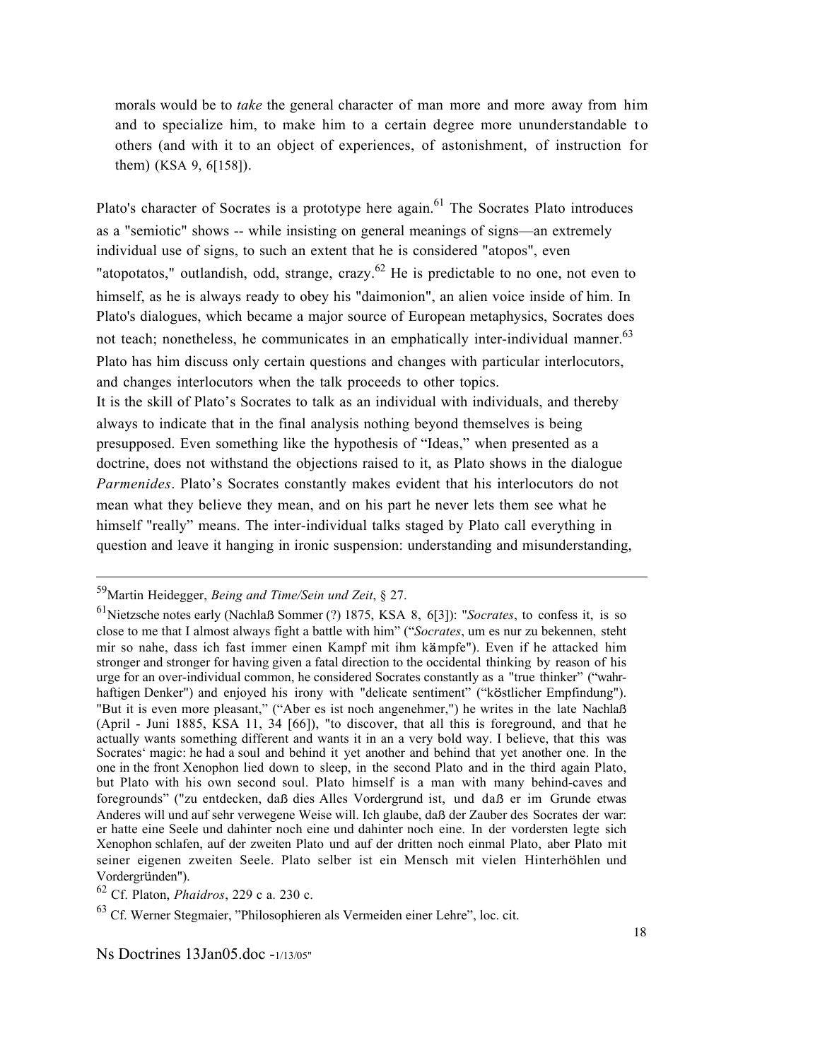morals would be to *take* the general character of man more and more away from him and to specialize him, to make him to a certain degree more ununderstandable to others (and with it to an object of experiences, of astonishment, of instruction for them) (KSA 9, 6[158]).

Plato's character of Socrates is a prototype here again.[61] The Socrates Plato introduces as a "semiotic" shows -- while insisting on general meanings of signs—an extremely individual use of signs, to such an extent that he is considered "atopos", even "atopotatos," outlandish, odd, strange, crazy.[62] He is predictable to no one, not even to himself, as he is always ready to obey his "daimonion", an alien voice inside of him. In Plato's dialogues, which became a major source of European metaphysics, Socrates does not teach; nonetheless, he communicates in an emphatically inter-individual manner.[63] Plato has him discuss only certain questions and changes with particular interlocutors, and changes interlocutors when the talk proceeds to other topics.

It is the skill of Plato's Socrates to talk as an individual with individuals, and thereby always to indicate that in the final analysis nothing beyond themselves is being presupposed. Even something like the hypothesis of "Ideas," when presented as a doctrine, does not withstand the objections raised to it, as Plato shows in the dialogue *Parmenides*. Plato's Socrates constantly makes evident that his interlocutors do not mean what they believe they mean, and on his part he never lets them see what he himself "really" means. The inter-individual talks staged by Plato call everything in question and leave it hanging in ironic suspension: understanding and misunderstanding,

---

[59] Martin Heidegger, *Being and Time/Sein und Zeit*, § 27.

[61] Nietzsche notes early (Nachlaß Sommer (?) 1875, KSA 8, 6[3]): "*Socrates*, to confess it, is so close to me that I almost always fight a battle with him" ("*Socrates*, um es nur zu bekennen, steht mir so nahe, dass ich fast immer einen Kampf mit ihm kämpfe"). Even if he attacked him stronger and stronger for having given a fatal direction to the occidental thinking by reason of his urge for an over-individual common, he considered Socrates constantly as a "true thinker" ("wahrhaftigen Denker") and enjoyed his irony with "delicate sentiment" ("köstlicher Empfindung"). "But it is even more pleasant," ("Aber es ist noch angenehmer,") he writes in the late Nachlaß (April - Juni 1885, KSA 11, 34 [66]), "to discover, that all this is foreground, and that he actually wants something different and wants it in an a very bold way. I believe, that this was Socrates' magic: he had a soul and behind it yet another and behind that yet another one. In the one in the front Xenophon lied down to sleep, in the second Plato and in the third again Plato, but Plato with his own second soul. Plato himself is a man with many behind-caves and foregrounds" ("zu entdecken, daß dies Alles Vordergrund ist, und daß er im Grunde etwas Anderes will und auf sehr verwegene Weise will. Ich glaube, daß der Zauber des Socrates der war: er hatte eine Seele und dahinter noch eine und dahinter noch eine. In der vordersten legte sich Xenophon schlafen, auf der zweiten Plato und auf der dritten noch einmal Plato, aber Plato mit seiner eigenen zweiten Seele. Plato selber ist ein Mensch mit vielen Hinterhöhlen und Vordergründen").

[62] Cf. Platon, *Phaidros*, 229 c a. 230 c.

[63] Cf. Werner Stegmaier, "Philosophieren als Vermeiden einer Lehre", loc. cit.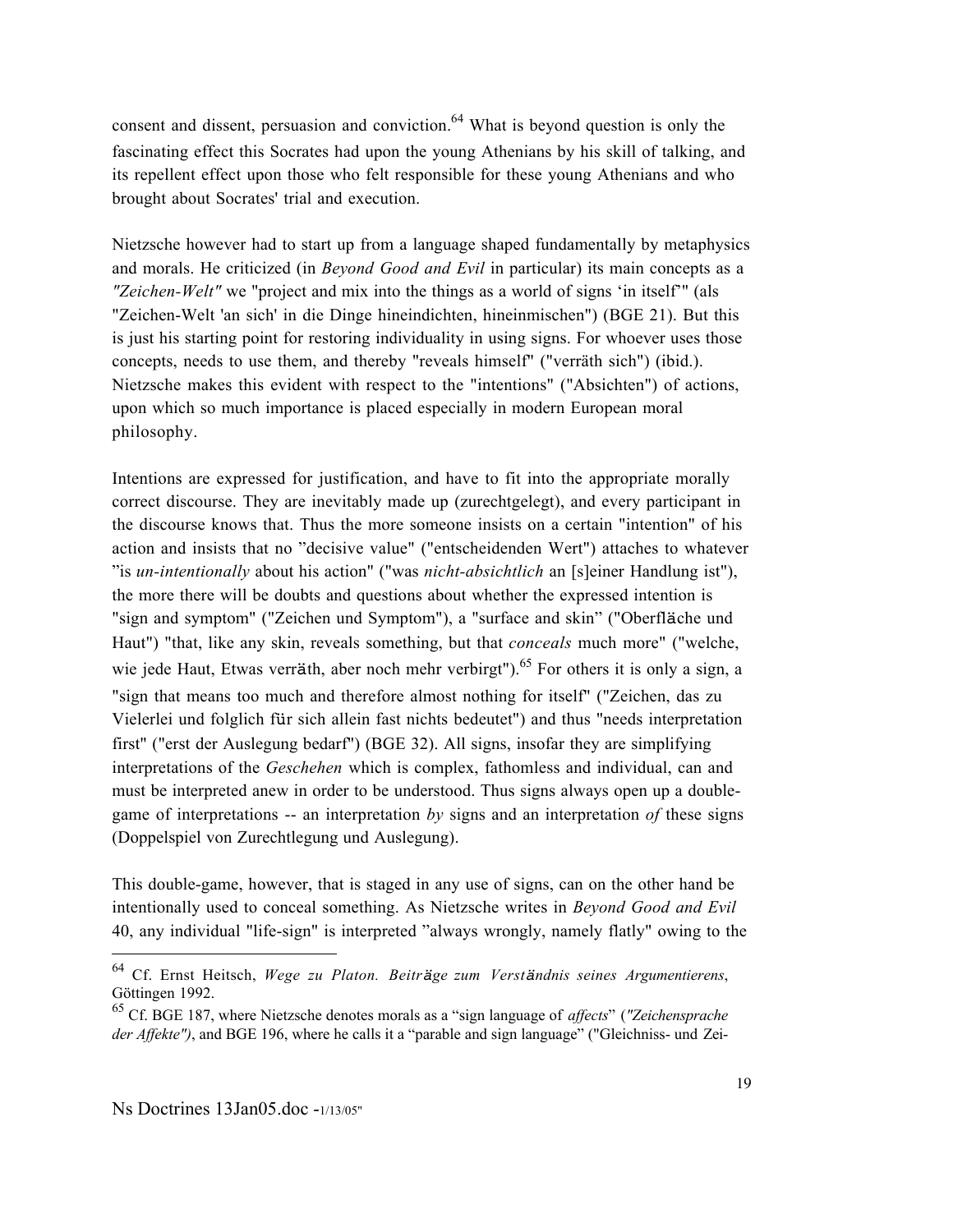consent and dissent, persuasion and conviction.[64] What is beyond question is only the fascinating effect this Socrates had upon the young Athenians by his skill of talking, and its repellent effect upon those who felt responsible for these young Athenians and who brought about Socrates' trial and execution.

Nietzsche however had to start up from a language shaped fundamentally by metaphysics and morals. He criticized (in *Beyond Good and Evil* in particular) its main concepts as a *"Zeichen-Welt"* we "project and mix into the things as a world of signs 'in itself'" (als "Zeichen-Welt 'an sich' in die Dinge hineindichten, hineinmischen") (BGE 21). But this is just his starting point for restoring individuality in using signs. For whoever uses those concepts, needs to use them, and thereby "reveals himself" ("verräth sich") (ibid.). Nietzsche makes this evident with respect to the "intentions" ("Absichten") of actions, upon which so much importance is placed especially in modern European moral philosophy.

Intentions are expressed for justification, and have to fit into the appropriate morally correct discourse. They are inevitably made up (zurechtgelegt), and every participant in the discourse knows that. Thus the more someone insists on a certain "intention" of his action and insists that no "decisive value" ("entscheidenden Wert") attaches to whatever "is *un-intentionally* about his action" ("was *nicht-absichtlich* an [s]einer Handlung ist"), the more there will be doubts and questions about whether the expressed intention is "sign and symptom" ("Zeichen und Symptom"), a "surface and skin" ("Oberfläche und Haut") "that, like any skin, reveals something, but that *conceals* much more" ("welche, wie jede Haut, Etwas verräth, aber noch mehr verbirgt").[65] For others it is only a sign, a "sign that means too much and therefore almost nothing for itself" ("Zeichen, das zu Vielerlei und folglich für sich allein fast nichts bedeutet") and thus "needs interpretation first" ("erst der Auslegung bedarf") (BGE 32). All signs, insofar they are simplifying interpretations of the *Geschehen* which is complex, fathomless and individual, can and must be interpreted anew in order to be understood. Thus signs always open up a double-game of interpretations -- an interpretation *by* signs and an interpretation *of* these signs (Doppelspiel von Zurechtlegung und Auslegung).

This double-game, however, that is staged in any use of signs, can on the other hand be intentionally used to conceal something. As Nietzsche writes in *Beyond Good and Evil* 40, any individual "life-sign" is interpreted "always wrongly, namely flatly" owing to the

---

[64] Cf. Ernst Heitsch, *Wege zu Platon. Beiträge zum Verständnis seines Argumentierens*, Göttingen 1992.

[65] Cf. BGE 187, where Nietzsche denotes morals as a "sign language of *affects*" (*"Zeichensprache der Affekte")*, and BGE 196, where he calls it a "parable and sign language" ("Gleichniss- und Zei-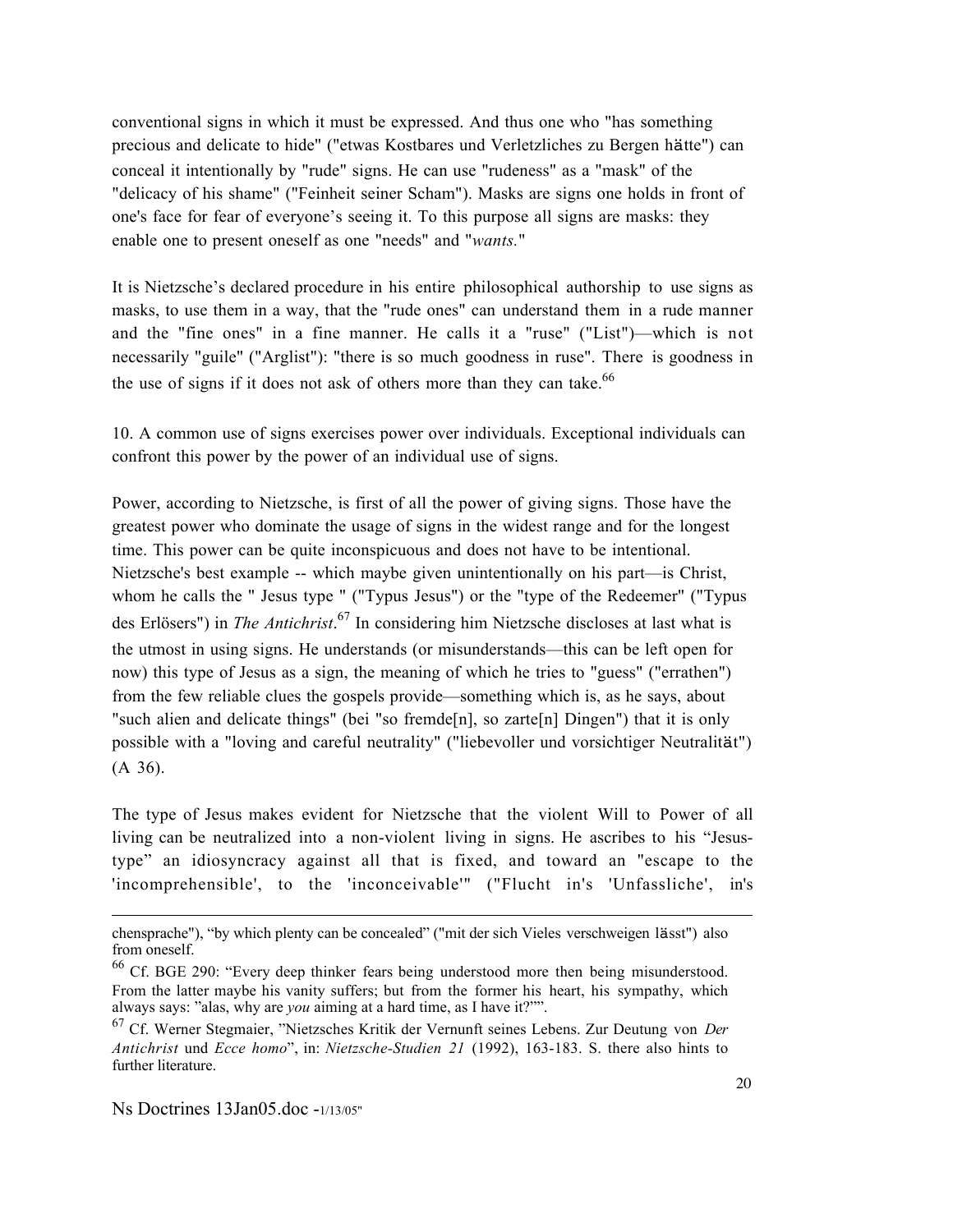conventional signs in which it must be expressed. And thus one who "has something precious and delicate to hide" ("etwas Kostbares und Verletzliches zu Bergen hätte") can conceal it intentionally by "rude" signs. He can use "rudeness" as a "mask" of the "delicacy of his shame" ("Feinheit seiner Scham"). Masks are signs one holds in front of one's face for fear of everyone's seeing it. To this purpose all signs are masks: they enable one to present oneself as one "needs" and "*wants.*"

It is Nietzsche's declared procedure in his entire philosophical authorship to use signs as masks, to use them in a way, that the "rude ones" can understand them in a rude manner and the "fine ones" in a fine manner. He calls it a "ruse" ("List")—which is not necessarily "guile" ("Arglist"): "there is so much goodness in ruse". There is goodness in the use of signs if it does not ask of others more than they can take.[66]

10. A common use of signs exercises power over individuals. Exceptional individuals can confront this power by the power of an individual use of signs.

Power, according to Nietzsche, is first of all the power of giving signs. Those have the greatest power who dominate the usage of signs in the widest range and for the longest time. This power can be quite inconspicuous and does not have to be intentional. Nietzsche's best example -- which maybe given unintentionally on his part—is Christ, whom he calls the " Jesus type " ("Typus Jesus") or the "type of the Redeemer" ("Typus des Erlösers") in *The Antichrist*.[67] In considering him Nietzsche discloses at last what is the utmost in using signs. He understands (or misunderstands—this can be left open for now) this type of Jesus as a sign, the meaning of which he tries to "guess" ("errathen") from the few reliable clues the gospels provide—something which is, as he says, about "such alien and delicate things" (bei "so fremde[n], so zarte[n] Dingen") that it is only possible with a "loving and careful neutrality" ("liebevoller und vorsichtiger Neutralität") (A 36).

The type of Jesus makes evident for Nietzsche that the violent Will to Power of all living can be neutralized into a non-violent living in signs. He ascribes to his "Jesus-type" an idiosyncracy against all that is fixed, and toward an "escape to the 'incomprehensible', to the 'inconceivable'" ("Flucht in's 'Unfassliche', in's

---

chensprache"), "by which plenty can be concealed" ("mit der sich Vieles verschweigen lässt") also from oneself.

[66] Cf. BGE 290: "Every deep thinker fears being understood more then being misunderstood. From the latter maybe his vanity suffers; but from the former his heart, his sympathy, which always says: "alas, why are *you* aiming at a hard time, as I have it?"".

[67] Cf. Werner Stegmaier, "Nietzsches Kritik der Vernunft seines Lebens. Zur Deutung von *Der Antichrist* und *Ecce homo*", in: *Nietzsche-Studien 21* (1992), 163-183. S. there also hints to further literature.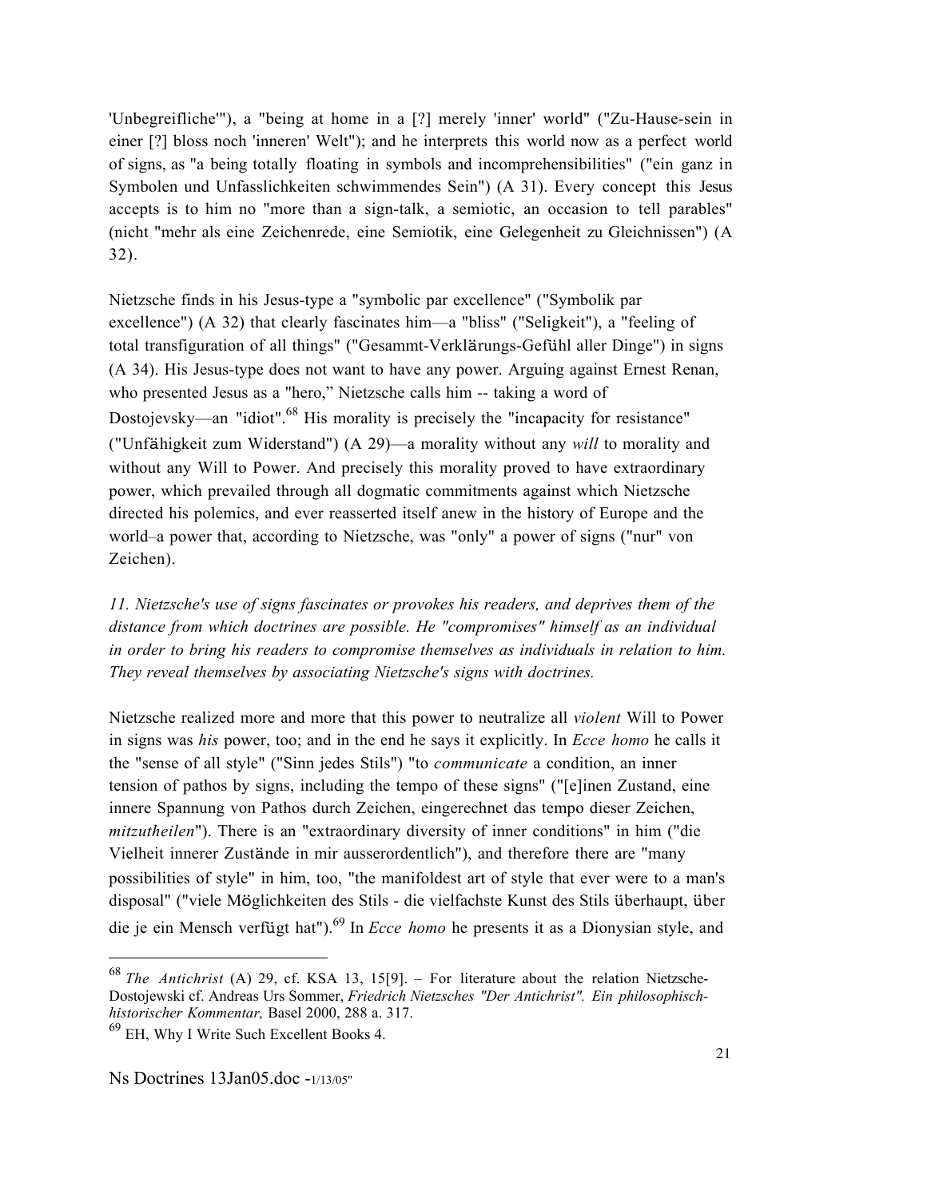'Unbegreifliche'"), a "being at home in a [?] merely 'inner' world" ("Zu-Hause-sein in einer [?] bloss noch 'inneren' Welt"); and he interprets this world now as a perfect world of signs, as "a being totally floating in symbols and incomprehensibilities" ("ein ganz in Symbolen und Unfasslichkeiten schwimmendes Sein") (A 31). Every concept this Jesus accepts is to him no "more than a sign-talk, a semiotic, an occasion to tell parables" (nicht "mehr als eine Zeichenrede, eine Semiotik, eine Gelegenheit zu Gleichnissen") (A 32).

Nietzsche finds in his Jesus-type a "symbolic par excellence" ("Symbolik par excellence") (A 32) that clearly fascinates him—a "bliss" ("Seligkeit"), a "feeling of total transfiguration of all things" ("Gesammt-Verklärungs-Gefühl aller Dinge") in signs (A 34). His Jesus-type does not want to have any power. Arguing against Ernest Renan, who presented Jesus as a "hero," Nietzsche calls him -- taking a word of Dostojevsky—an "idiot".[68] His morality is precisely the "incapacity for resistance" ("Unfähigkeit zum Widerstand") (A 29)—a morality without any *will* to morality and without any Will to Power. And precisely this morality proved to have extraordinary power, which prevailed through all dogmatic commitments against which Nietzsche directed his polemics, and ever reasserted itself anew in the history of Europe and the world–a power that, according to Nietzsche, was "only" a power of signs ("nur" von Zeichen).

*11. Nietzsche's use of signs fascinates or provokes his readers, and deprives them of the distance from which doctrines are possible. He "compromises" himself as an individual in order to bring his readers to compromise themselves as individuals in relation to him. They reveal themselves by associating Nietzsche's signs with doctrines.*

Nietzsche realized more and more that this power to neutralize all *violent* Will to Power in signs was *his* power, too; and in the end he says it explicitly. In *Ecce homo* he calls it the "sense of all style" ("Sinn jedes Stils") "to *communicate* a condition, an inner tension of pathos by signs, including the tempo of these signs" ("[e]inen Zustand, eine innere Spannung von Pathos durch Zeichen, eingerechnet das tempo dieser Zeichen, *mitzutheilen*"). There is an "extraordinary diversity of inner conditions" in him ("die Vielheit innerer Zustände in mir ausserordentlich"), and therefore there are "many possibilities of style" in him, too, "the manifoldest art of style that ever were to a man's disposal" ("viele Möglichkeiten des Stils - die vielfachste Kunst des Stils überhaupt, über die je ein Mensch verfügt hat").[69] In *Ecce homo* he presents it as a Dionysian style, and

---

[68] *The Antichrist* (A) 29, cf. KSA 13, 15[9]. – For literature about the relation Nietzsche-Dostojewski cf. Andreas Urs Sommer, *Friedrich Nietzsches "Der Antichrist". Ein philosophisch-historischer Kommentar,* Basel 2000, 288 a. 317.

[69] EH, Why I Write Such Excellent Books 4.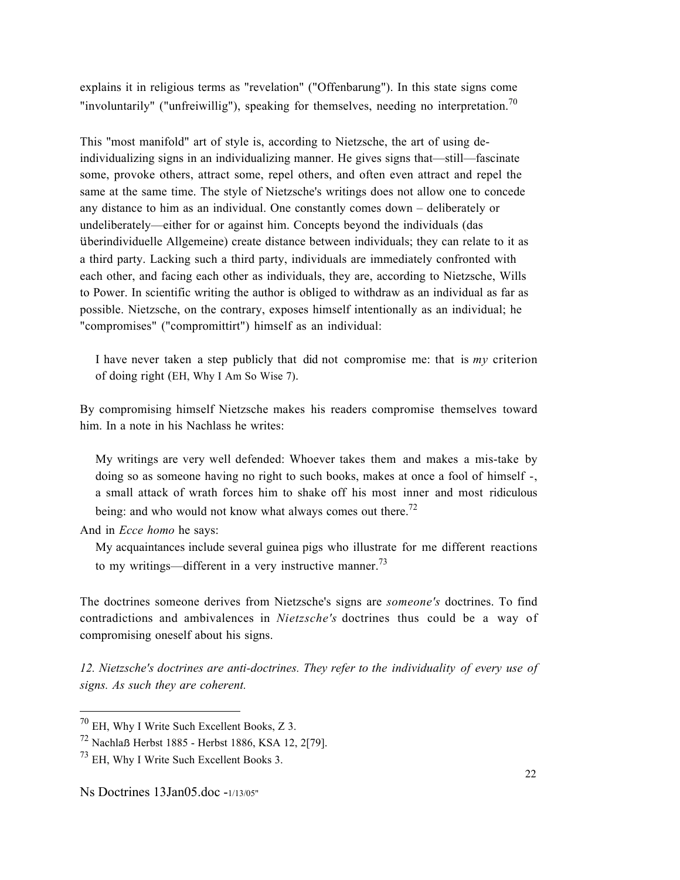explains it in religious terms as "revelation" ("Offenbarung"). In this state signs come "involuntarily" ("unfreiwillig"), speaking for themselves, needing no interpretation.[70]

This "most manifold" art of style is, according to Nietzsche, the art of using de-individualizing signs in an individualizing manner. He gives signs that—still—fascinate some, provoke others, attract some, repel others, and often even attract and repel the same at the same time. The style of Nietzsche's writings does not allow one to concede any distance to him as an individual. One constantly comes down – deliberately or undeliberately—either for or against him. Concepts beyond the individuals (das überindividuelle Allgemeine) create distance between individuals; they can relate to it as a third party. Lacking such a third party, individuals are immediately confronted with each other, and facing each other as individuals, they are, according to Nietzsche, Wills to Power. In scientific writing the author is obliged to withdraw as an individual as far as possible. Nietzsche, on the contrary, exposes himself intentionally as an individual; he "compromises" ("compromittirt") himself as an individual:

> I have never taken a step publicly that did not compromise me: that is *my* criterion of doing right (EH, Why I Am So Wise 7).

By compromising himself Nietzsche makes his readers compromise themselves toward him. In a note in his Nachlass he writes:

> My writings are very well defended: Whoever takes them and makes a mis-take by doing so as someone having no right to such books, makes at once a fool of himself -, a small attack of wrath forces him to shake off his most inner and most ridiculous being: and who would not know what always comes out there.[72]

And in *Ecce homo* he says:

> My acquaintances include several guinea pigs who illustrate for me different reactions to my writings—different in a very instructive manner.[73]

The doctrines someone derives from Nietzsche's signs are *someone's* doctrines. To find contradictions and ambivalences in *Nietzsche's* doctrines thus could be a way of compromising oneself about his signs.

*12. Nietzsche's doctrines are anti-doctrines. They refer to the individuality of every use of signs. As such they are coherent.*

---

[70] EH, Why I Write Such Excellent Books, Z 3.

[72] Nachlaß Herbst 1885 - Herbst 1886, KSA 12, 2[79].

[73] EH, Why I Write Such Excellent Books 3.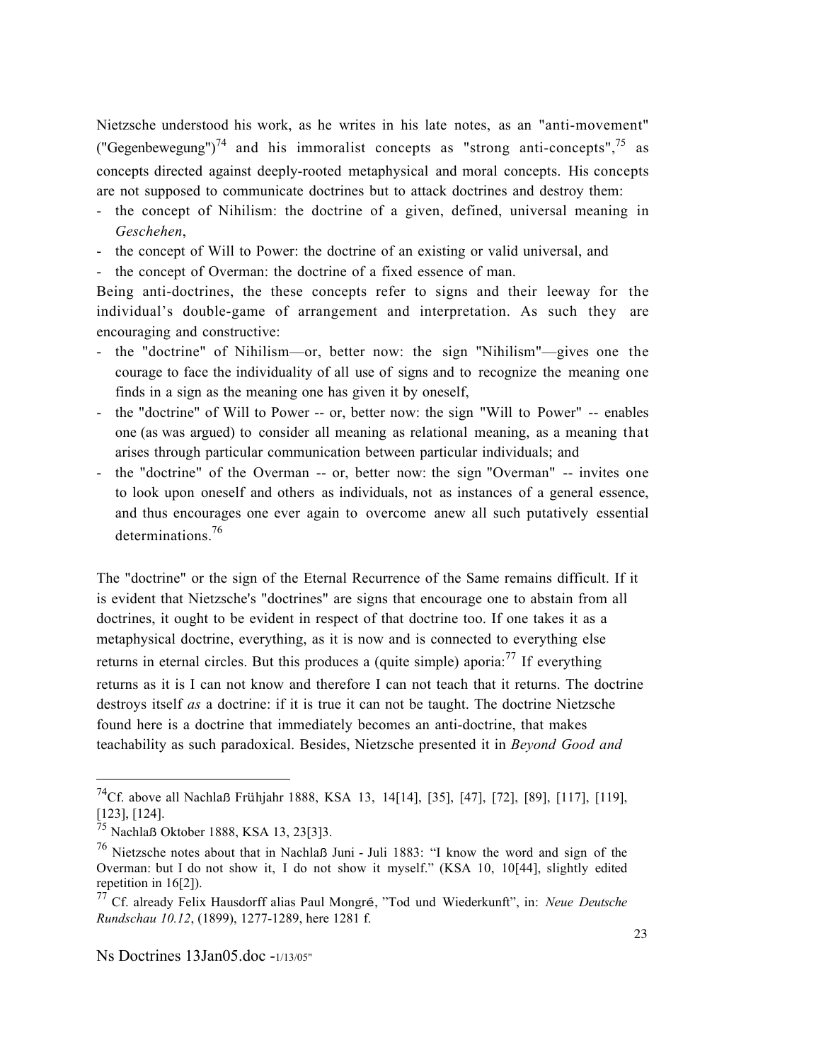Nietzsche understood his work, as he writes in his late notes, as an "anti-movement" ("Gegenbewegung")[74] and his immoralist concepts as "strong anti-concepts",[75] as concepts directed against deeply-rooted metaphysical and moral concepts. His concepts are not supposed to communicate doctrines but to attack doctrines and destroy them:

- the concept of Nihilism: the doctrine of a given, defined, universal meaning in *Geschehen*,
- the concept of Will to Power: the doctrine of an existing or valid universal, and
- the concept of Overman: the doctrine of a fixed essence of man.

Being anti-doctrines, the these concepts refer to signs and their leeway for the individual's double-game of arrangement and interpretation. As such they are encouraging and constructive:

- the "doctrine" of Nihilism—or, better now: the sign "Nihilism"—gives one the courage to face the individuality of all use of signs and to recognize the meaning one finds in a sign as the meaning one has given it by oneself,
- the "doctrine" of Will to Power -- or, better now: the sign "Will to Power" -- enables one (as was argued) to consider all meaning as relational meaning, as a meaning that arises through particular communication between particular individuals; and
- the "doctrine" of the Overman -- or, better now: the sign "Overman" -- invites one to look upon oneself and others as individuals, not as instances of a general essence, and thus encourages one ever again to overcome anew all such putatively essential determinations.[76]

The "doctrine" or the sign of the Eternal Recurrence of the Same remains difficult. If it is evident that Nietzsche's "doctrines" are signs that encourage one to abstain from all doctrines, it ought to be evident in respect of that doctrine too. If one takes it as a metaphysical doctrine, everything, as it is now and is connected to everything else returns in eternal circles. But this produces a (quite simple) aporia:[77] If everything returns as it is I can not know and therefore I can not teach that it returns. The doctrine destroys itself *as* a doctrine: if it is true it can not be taught. The doctrine Nietzsche found here is a doctrine that immediately becomes an anti-doctrine, that makes teachability as such paradoxical. Besides, Nietzsche presented it in *Beyond Good and*

---

[74] Cf. above all Nachlaß Frühjahr 1888, KSA 13, 14[14], [35], [47], [72], [89], [117], [119], [123], [124].

[75] Nachlaß Oktober 1888, KSA 13, 23[3]3.

[76] Nietzsche notes about that in Nachlaß Juni - Juli 1883: "I know the word and sign of the Overman: but I do not show it, I do not show it myself." (KSA 10, 10[44], slightly edited repetition in 16[2]).

[77] Cf. already Felix Hausdorff alias Paul Mongré, "Tod und Wiederkunft", in: *Neue Deutsche Rundschau 10.12*, (1899), 1277-1289, here 1281 f.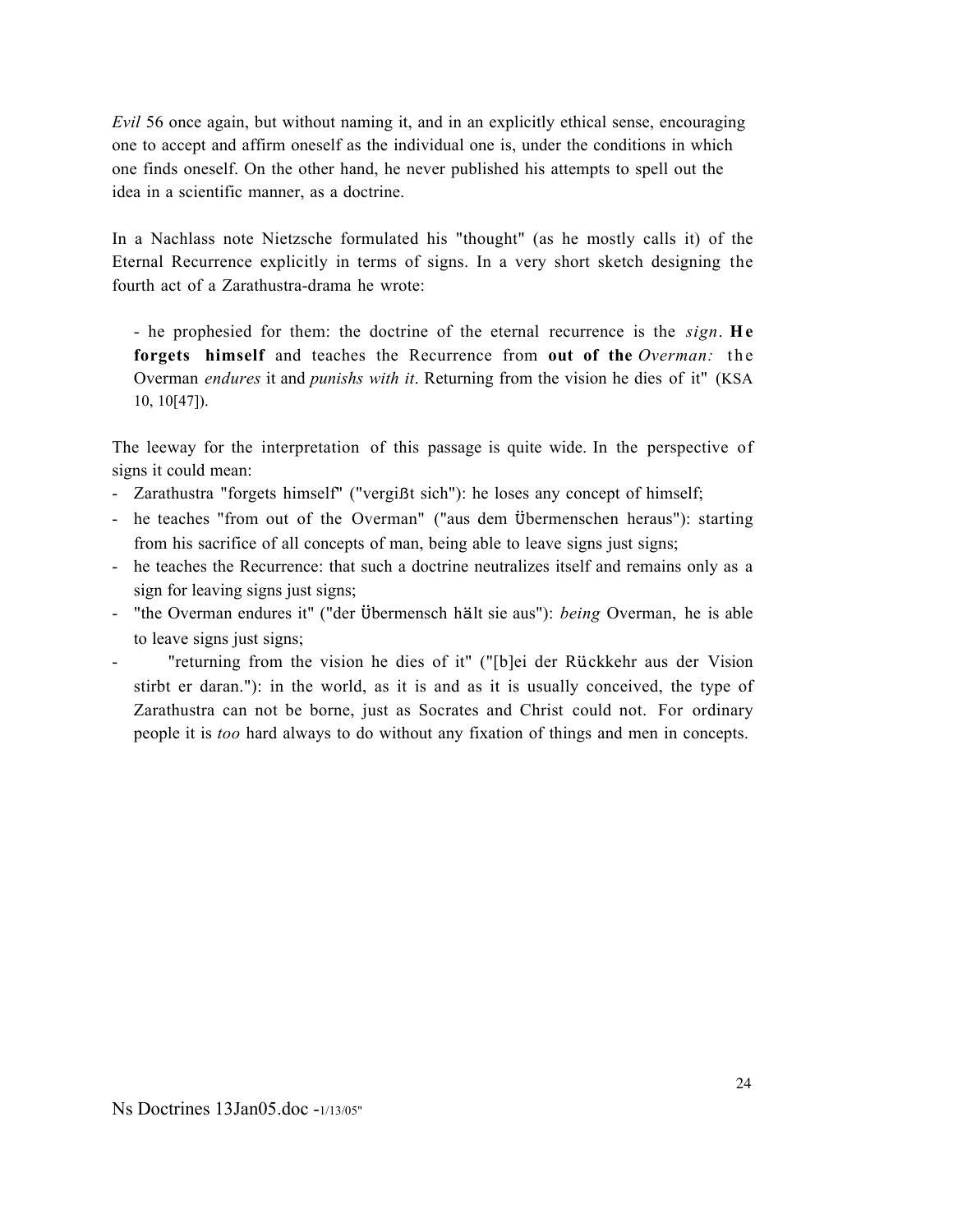*Evil* 56 once again, but without naming it, and in an explicitly ethical sense, encouraging one to accept and affirm oneself as the individual one is, under the conditions in which one finds oneself. On the other hand, he never published his attempts to spell out the idea in a scientific manner, as a doctrine.

In a Nachlass note Nietzsche formulated his "thought" (as he mostly calls it) of the Eternal Recurrence explicitly in terms of signs. In a very short sketch designing the fourth act of a Zarathustra-drama he wrote:

> - he prophesied for them: the doctrine of the eternal recurrence is the *sign*. **He forgets himself** and teaches the Recurrence from **out of the** *Overman:* the Overman *endures* it and *punishs with it*. Returning from the vision he dies of it" (KSA 10, 10[47]).

The leeway for the interpretation of this passage is quite wide. In the perspective of signs it could mean:

- Zarathustra "forgets himself" ("vergißt sich"): he loses any concept of himself;
- he teaches "from out of the Overman" ("aus dem Übermenschen heraus"): starting from his sacrifice of all concepts of man, being able to leave signs just signs;
- he teaches the Recurrence: that such a doctrine neutralizes itself and remains only as a sign for leaving signs just signs;
- "the Overman endures it" ("der Übermensch hält sie aus"): *being* Overman, he is able to leave signs just signs;
- "returning from the vision he dies of it" ("[b]ei der Rückkehr aus der Vision stirbt er daran."): in the world, as it is and as it is usually conceived, the type of Zarathustra can not be borne, just as Socrates and Christ could not. For ordinary people it is *too* hard always to do without any fixation of things and men in concepts.